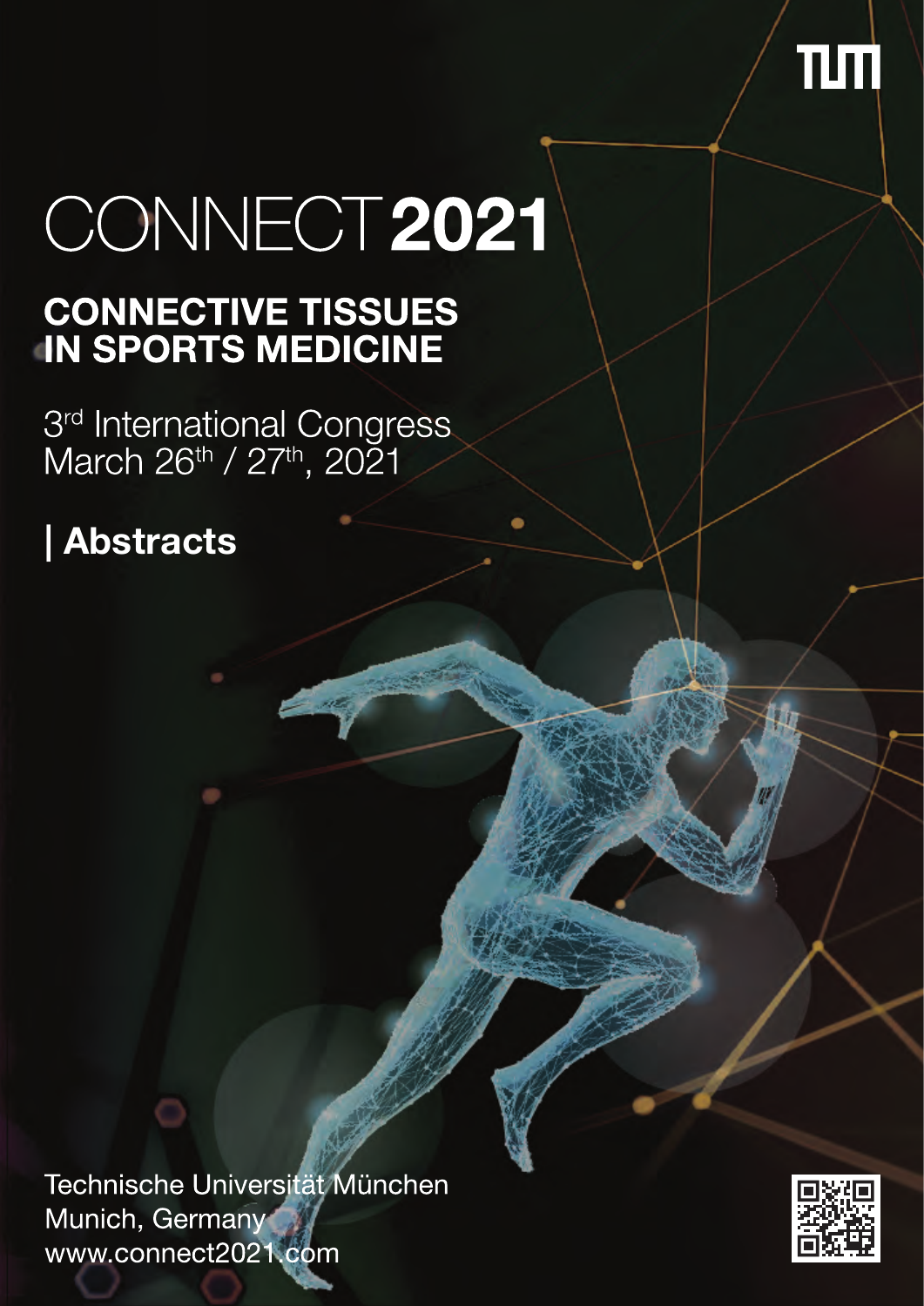# CONNECT **2021**

## CONNECTIVE TISSUES IN SPORTS MEDICINE

3rd International Congress
March 26th / 27th, 2021

## | Abstracts

Technische Universität München
Munich, Germany
www.connect2021.com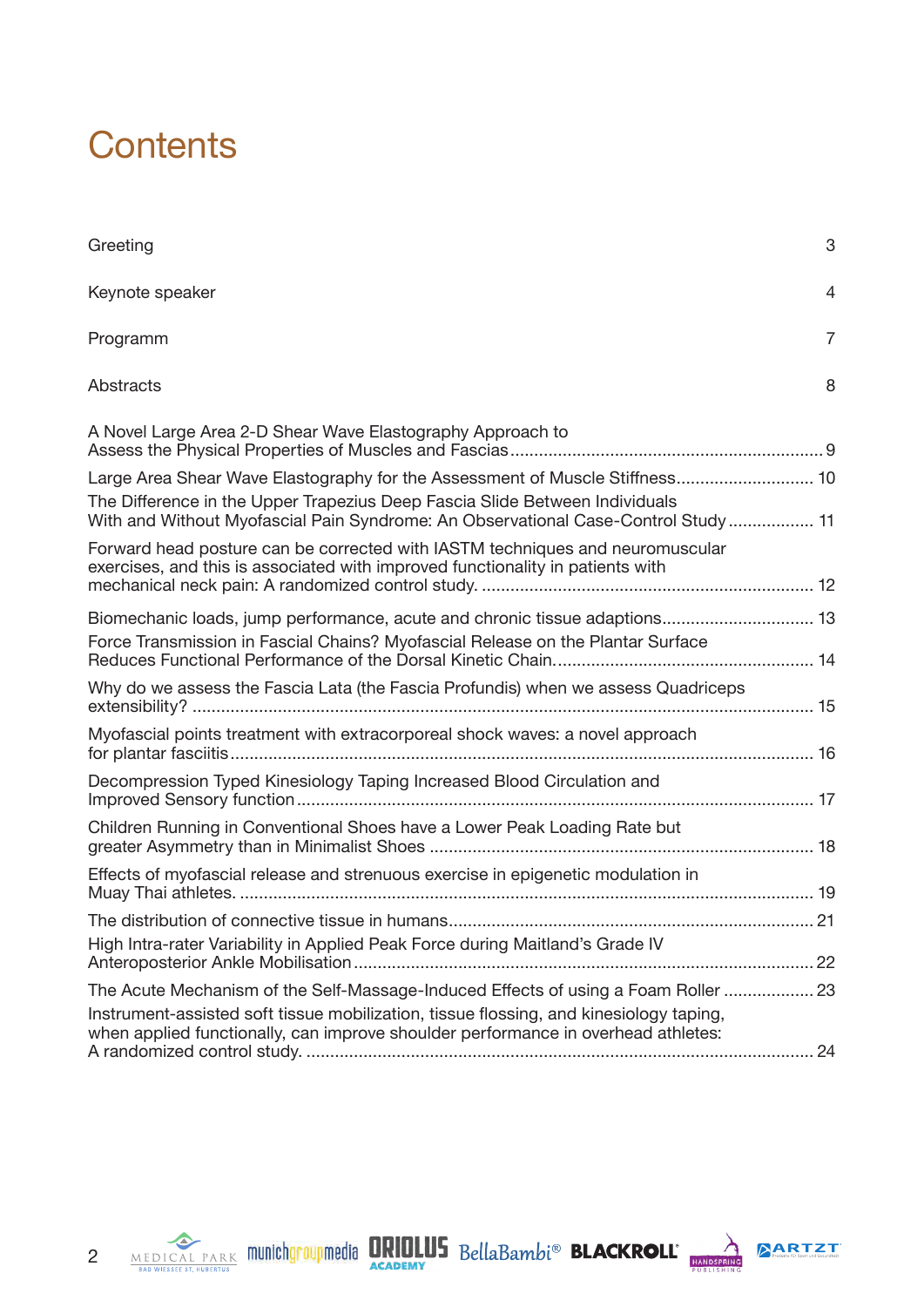# Contents

| | |
|---|---|
| Greeting | 3 |
| Keynote speaker | 4 |
| Programm | 7 |
| Abstracts | 8 |
| A Novel Large Area 2-D Shear Wave Elastography Approach to Assess the Physical Properties of Muscles and Fascias | 9 |
| Large Area Shear Wave Elastography for the Assessment of Muscle Stiffness | 10 |
| The Difference in the Upper Trapezius Deep Fascia Slide Between Individuals With and Without Myofascial Pain Syndrome: An Observational Case-Control Study | 11 |
| Forward head posture can be corrected with IASTM techniques and neuromuscular exercises, and this is associated with improved functionality in patients with mechanical neck pain: A randomized control study. | 12 |
| Biomechanic loads, jump performance, acute and chronic tissue adaptions | 13 |
| Force Transmission in Fascial Chains? Myofascial Release on the Plantar Surface Reduces Functional Performance of the Dorsal Kinetic Chain. | 14 |
| Why do we assess the Fascia Lata (the Fascia Profundis) when we assess Quadriceps extensibility? | 15 |
| Myofascial points treatment with extracorporeal shock waves: a novel approach for plantar fasciitis | 16 |
| Decompression Typed Kinesiology Taping Increased Blood Circulation and Improved Sensory function | 17 |
| Children Running in Conventional Shoes have a Lower Peak Loading Rate but greater Asymmetry than in Minimalist Shoes | 18 |
| Effects of myofascial release and strenuous exercise in epigenetic modulation in Muay Thai athletes. | 19 |
| The distribution of connective tissue in humans | 21 |
| High Intra-rater Variability in Applied Peak Force during Maitland's Grade IV Anteroposterior Ankle Mobilisation | 22 |
| The Acute Mechanism of the Self-Massage-Induced Effects of using a Foam Roller | 23 |
| Instrument-assisted soft tissue mobilization, tissue flossing, and kinesiology taping, when applied functionally, can improve shoulder performance in overhead athletes: A randomized control study. | 24 |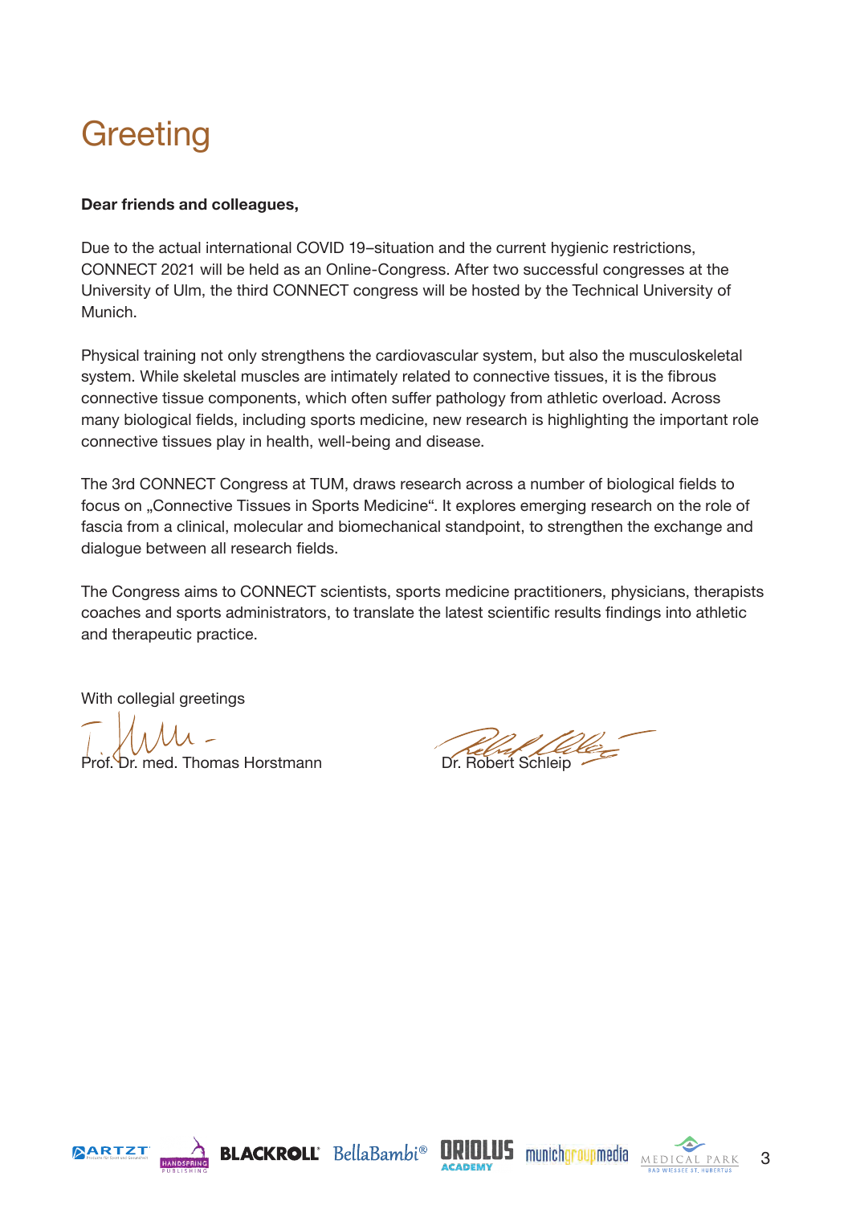# Greeting

**Dear friends and colleagues,**

Due to the actual international COVID 19–situation and the current hygienic restrictions, CONNECT 2021 will be held as an Online-Congress. After two successful congresses at the University of Ulm, the third CONNECT congress will be hosted by the Technical University of Munich.

Physical training not only strengthens the cardiovascular system, but also the musculoskeletal system. While skeletal muscles are intimately related to connective tissues, it is the fibrous connective tissue components, which often suffer pathology from athletic overload. Across many biological fields, including sports medicine, new research is highlighting the important role connective tissues play in health, well-being and disease.

The 3rd CONNECT Congress at TUM, draws research across a number of biological fields to focus on „Connective Tissues in Sports Medicine". It explores emerging research on the role of fascia from a clinical, molecular and biomechanical standpoint, to strengthen the exchange and dialogue between all research fields.

The Congress aims to CONNECT scientists, sports medicine practitioners, physicians, therapists coaches and sports administrators, to translate the latest scientific results findings into athletic and therapeutic practice.

With collegial greetings

Prof. Dr. med. Thomas Horstmann

Dr. Robert Schleip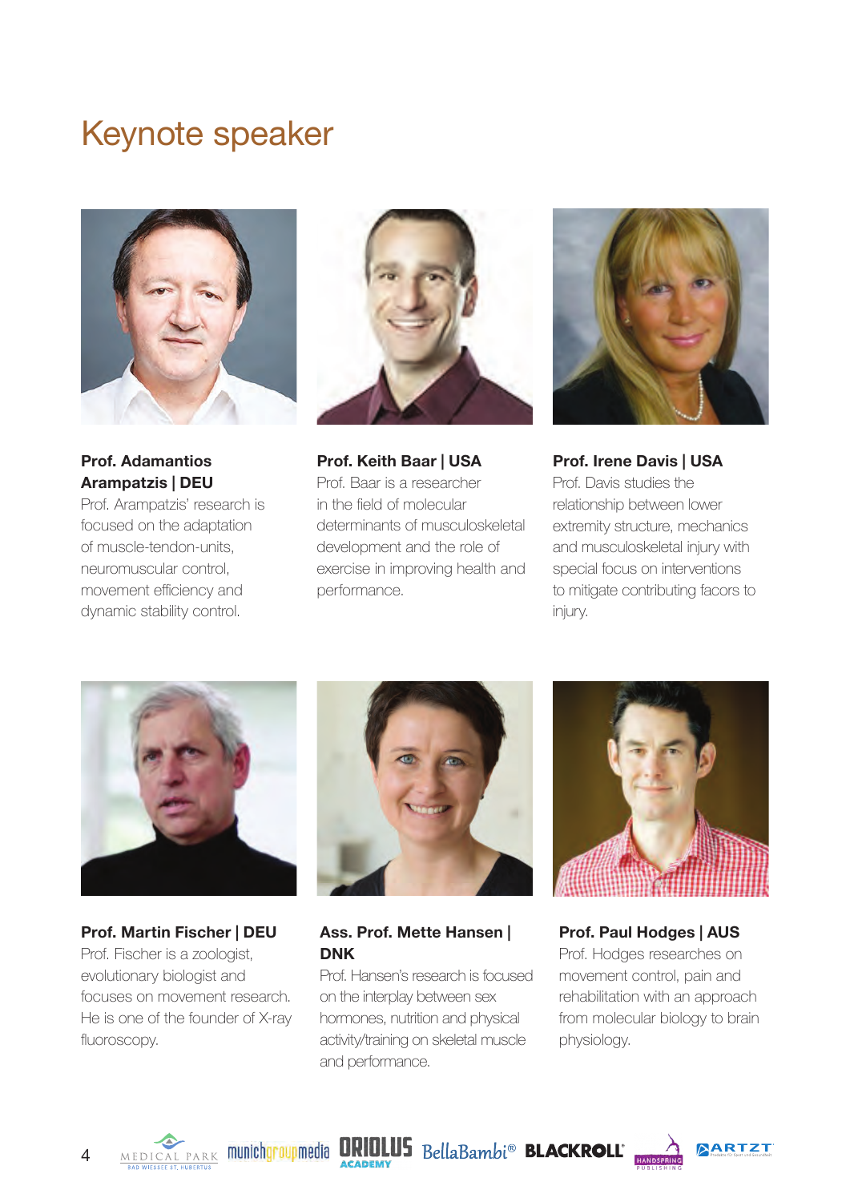# Keynote speaker

**Prof. Adamantios Arampatzis | DEU**

Prof. Arampatzis' research is focused on the adaptation of muscle-tendon-units, neuromuscular control, movement efficiency and dynamic stability control.

**Prof. Keith Baar | USA**

Prof. Baar is a researcher in the field of molecular determinants of musculoskeletal development and the role of exercise in improving health and performance.

**Prof. Irene Davis | USA**

Prof. Davis studies the relationship between lower extremity structure, mechanics and musculoskeletal injury with special focus on interventions to mitigate contributing facors to injury.

**Prof. Martin Fischer | DEU**

Prof. Fischer is a zoologist, evolutionary biologist and focuses on movement research. He is one of the founder of X-ray fluoroscopy.

**Ass. Prof. Mette Hansen | DNK**

Prof. Hansen's research is focused on the interplay between sex hormones, nutrition and physical activity/training on skeletal muscle and performance.

**Prof. Paul Hodges | AUS**

Prof. Hodges researches on movement control, pain and rehabilitation with an approach from molecular biology to brain physiology.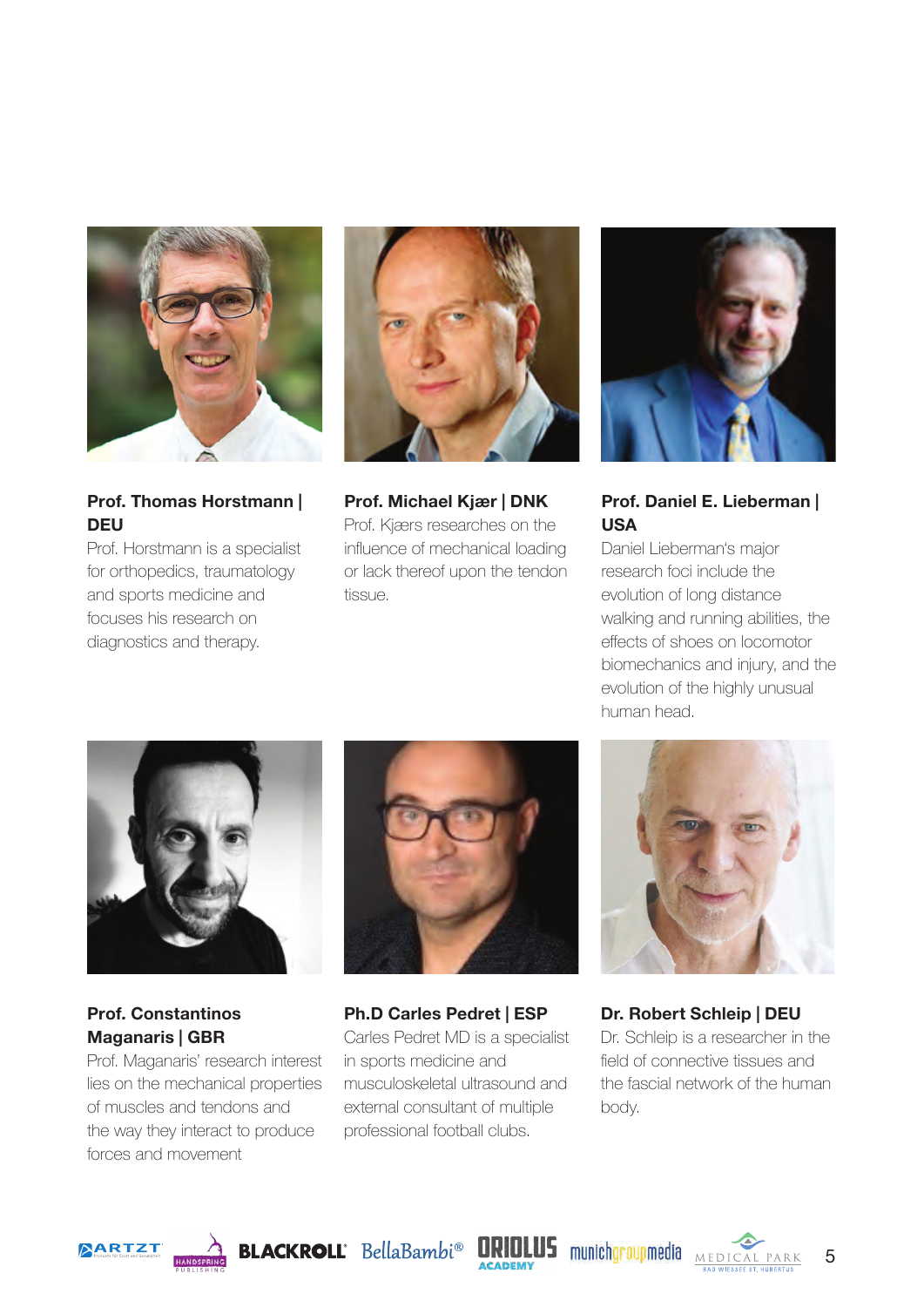**Prof. Thomas Horstmann | DEU**

Prof. Horstmann is a specialist for orthopedics, traumatology and sports medicine and focuses his research on diagnostics and therapy.

**Prof. Michael Kjær | DNK**

Prof. Kjærs researches on the influence of mechanical loading or lack thereof upon the tendon tissue.

**Prof. Daniel E. Lieberman | USA**

Daniel Lieberman's major research foci include the evolution of long distance walking and running abilities, the effects of shoes on locomotor biomechanics and injury, and the evolution of the highly unusual human head.

**Prof. Constantinos Maganaris | GBR**

Prof. Maganaris' research interest lies on the mechanical properties of muscles and tendons and the way they interact to produce forces and movement

**Ph.D Carles Pedret | ESP**

Carles Pedret MD is a specialist in sports medicine and musculoskeletal ultrasound and external consultant of multiple professional football clubs.

**Dr. Robert Schleip | DEU**

Dr. Schleip is a researcher in the field of connective tissues and the fascial network of the human body.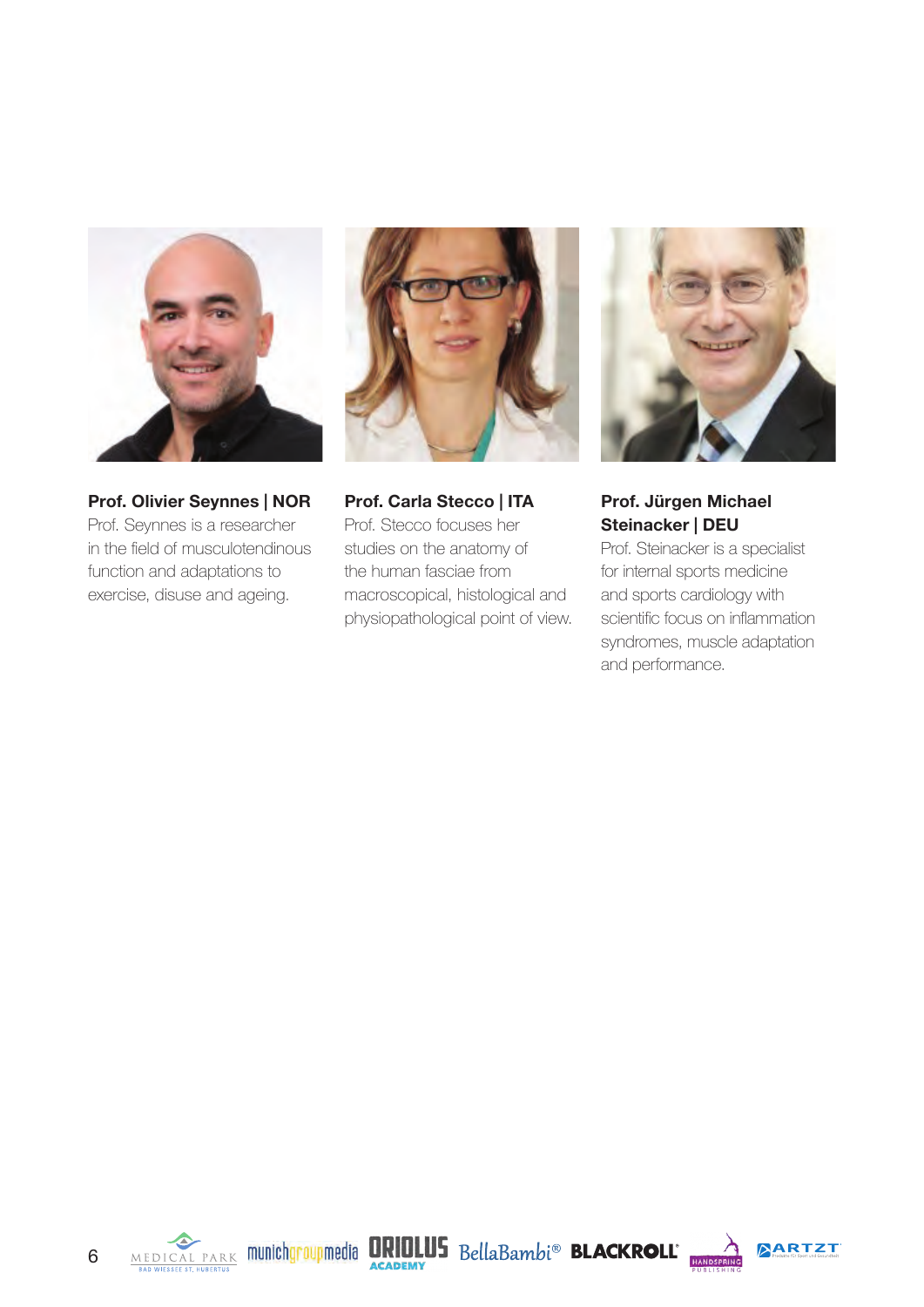**Prof. Olivier Seynnes | NOR**

Prof. Seynnes is a researcher in the field of musculotendinous function and adaptations to exercise, disuse and ageing.

**Prof. Carla Stecco | ITA**

Prof. Stecco focuses her studies on the anatomy of the human fasciae from macroscopical, histological and physiopathological point of view.

**Prof. Jürgen Michael Steinacker | DEU**

Prof. Steinacker is a specialist for internal sports medicine and sports cardiology with scientific focus on inflammation syndromes, muscle adaptation and performance.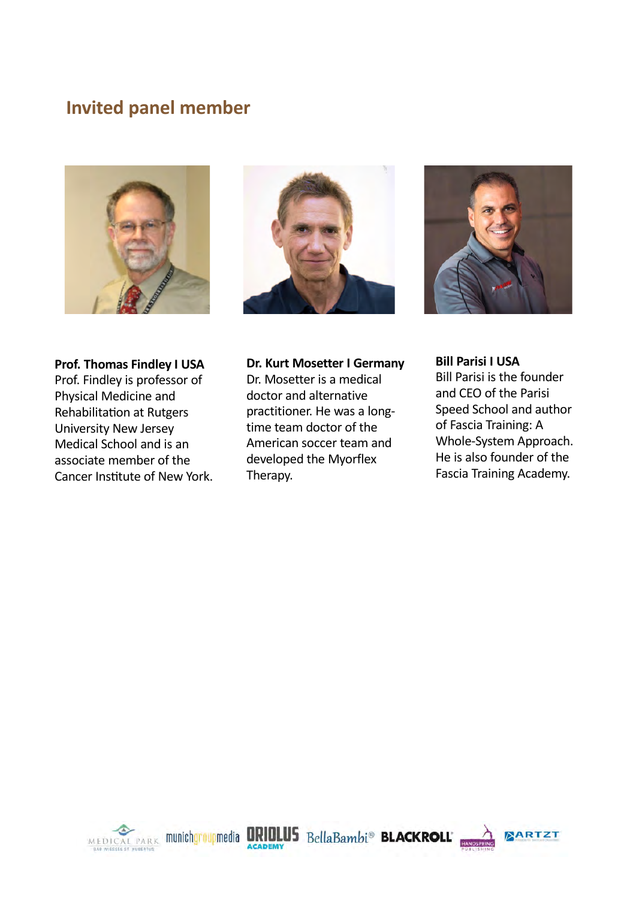## Invited panel member

**Prof. Thomas Findley I USA**
Prof. Findley is professor of Physical Medicine and Rehabilitation at Rutgers University New Jersey Medical School and is an associate member of the Cancer Institute of New York.

**Dr. Kurt Mosetter I Germany**
Dr. Mosetter is a medical doctor and alternative practitioner. He was a long-time team doctor of the American soccer team and developed the Myorflex Therapy.

**Bill Parisi I USA**
Bill Parisi is the founder and CEO of the Parisi Speed School and author of Fascia Training: A Whole-System Approach. He is also founder of the Fascia Training Academy.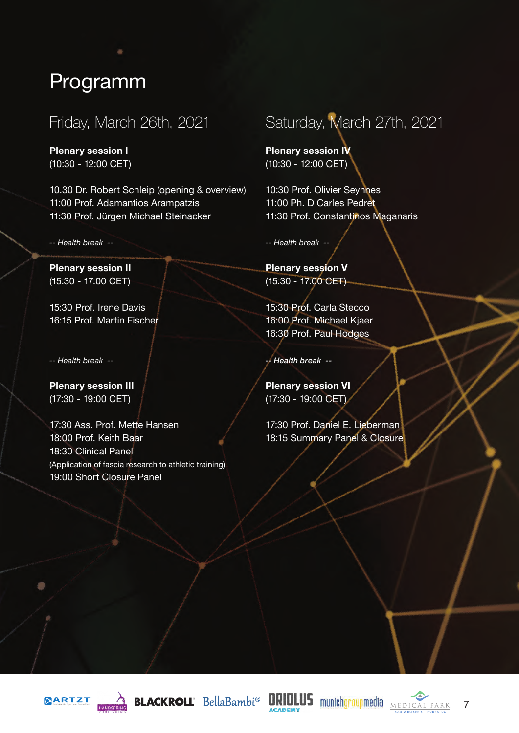# Programm

## Friday, March 26th, 2021

**Plenary session I**
(10:30 - 12:00 CET)

10.30 Dr. Robert Schleip (opening & overview)
11:00 Prof. Adamantios Arampatzis
11:30 Prof. Jürgen Michael Steinacker

*-- Health break --*

**Plenary session II**
(15:30 - 17:00 CET)

15:30 Prof. Irene Davis
16:15 Prof. Martin Fischer

*-- Health break --*

**Plenary session III**
(17:30 - 19:00 CET)

17:30 Ass. Prof. Mette Hansen
18:00 Prof. Keith Baar
18:30 Clinical Panel
(Application of fascia research to athletic training)
19:00 Short Closure Panel

## Saturday, March 27th, 2021

**Plenary session IV**
(10:30 - 12:00 CET)

10:30 Prof. Olivier Seynnes
11:00 Ph. D Carles Pedret
11:30 Prof. Constantinos Maganaris

*-- Health break --*

**Plenary session V**
(15:30 - 17:00 CET)

15:30 Prof. Carla Stecco
16:00 Prof. Michael Kjaer
16:30 Prof. Paul Hodges

*-- Health break --*

**Plenary session VI**
(17:30 - 19:00 CET)

17:30 Prof. Daniel E. Lieberman
18:15 Summary Panel & Closure

ARTZT HANDSPRING PUBLISHING BLACKROLL BellaBambi® ORIOLUS ACADEMY munichgroupmedia MEDICAL PARK BAD WIESSEE ST. HUBERTUS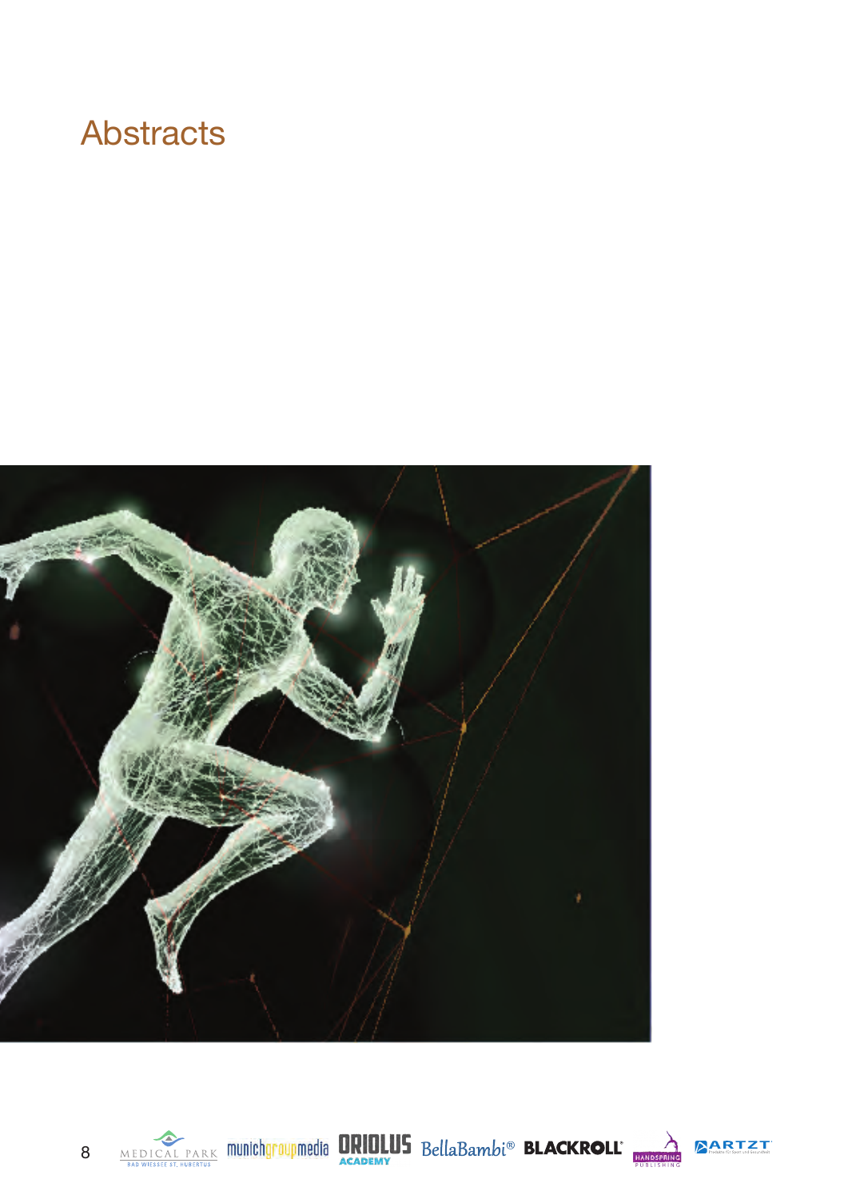# Abstracts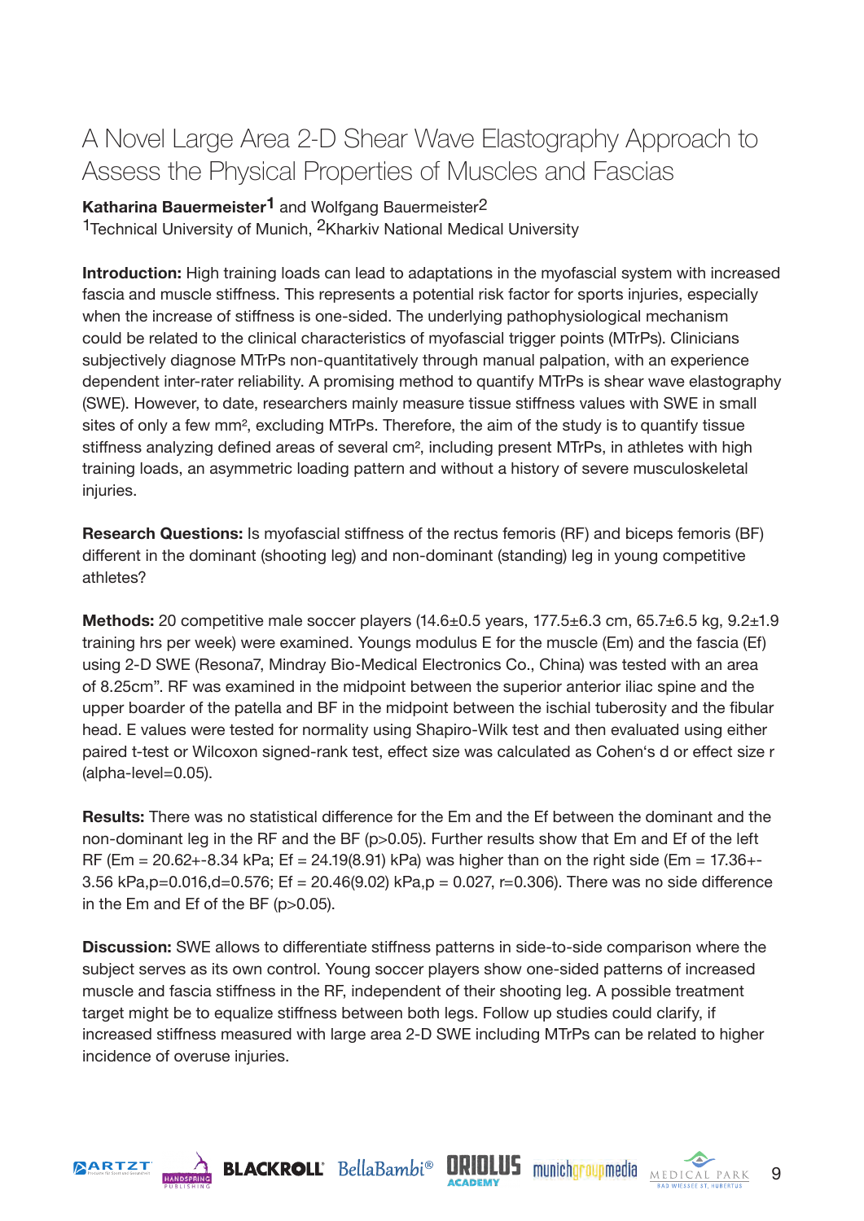# A Novel Large Area 2-D Shear Wave Elastography Approach to Assess the Physical Properties of Muscles and Fascias

**Katharina Bauermeister**[1] and Wolfgang Bauermeister[2]
[1]Technical University of Munich, [2]Kharkiv National Medical University

**Introduction:** High training loads can lead to adaptations in the myofascial system with increased fascia and muscle stiffness. This represents a potential risk factor for sports injuries, especially when the increase of stiffness is one-sided. The underlying pathophysiological mechanism could be related to the clinical characteristics of myofascial trigger points (MTrPs). Clinicians subjectively diagnose MTrPs non-quantitatively through manual palpation, with an experience dependent inter-rater reliability. A promising method to quantify MTrPs is shear wave elastography (SWE). However, to date, researchers mainly measure tissue stiffness values with SWE in small sites of only a few mm², excluding MTrPs. Therefore, the aim of the study is to quantify tissue stiffness analyzing defined areas of several cm², including present MTrPs, in athletes with high training loads, an asymmetric loading pattern and without a history of severe musculoskeletal injuries.

**Research Questions:** Is myofascial stiffness of the rectus femoris (RF) and biceps femoris (BF) different in the dominant (shooting leg) and non-dominant (standing) leg in young competitive athletes?

**Methods:** 20 competitive male soccer players (14.6±0.5 years, 177.5±6.3 cm, 65.7±6.5 kg, 9.2±1.9 training hrs per week) were examined. Youngs modulus E for the muscle (Em) and the fascia (Ef) using 2-D SWE (Resona7, Mindray Bio-Medical Electronics Co., China) was tested with an area of 8.25cm". RF was examined in the midpoint between the superior anterior iliac spine and the upper boarder of the patella and BF in the midpoint between the ischial tuberosity and the fibular head. E values were tested for normality using Shapiro-Wilk test and then evaluated using either paired t-test or Wilcoxon signed-rank test, effect size was calculated as Cohen's d or effect size r (alpha-level=0.05).

**Results:** There was no statistical difference for the Em and the Ef between the dominant and the non-dominant leg in the RF and the BF (p>0.05). Further results show that Em and Ef of the left RF (Em = 20.62+-8.34 kPa; Ef = 24.19(8.91) kPa) was higher than on the right side (Em = 17.36+-3.56 kPa,p=0.016,d=0.576; Ef = 20.46(9.02) kPa,p = 0.027, r=0.306). There was no side difference in the Em and Ef of the BF (p>0.05).

**Discussion:** SWE allows to differentiate stiffness patterns in side-to-side comparison where the subject serves as its own control. Young soccer players show one-sided patterns of increased muscle and fascia stiffness in the RF, independent of their shooting leg. A possible treatment target might be to equalize stiffness between both legs. Follow up studies could clarify, if increased stiffness measured with large area 2-D SWE including MTrPs can be related to higher incidence of overuse injuries.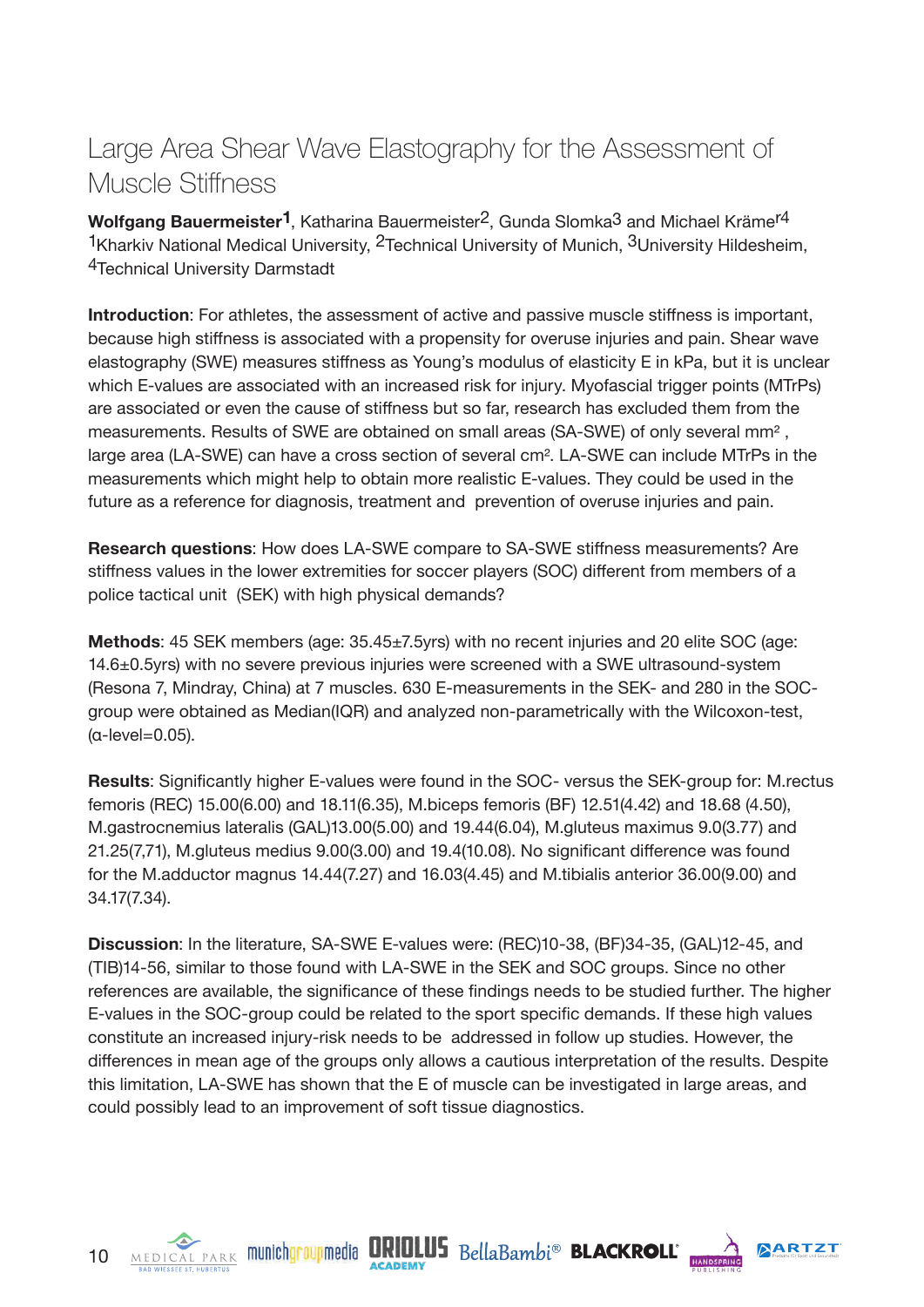# Large Area Shear Wave Elastography for the Assessment of Muscle Stiffness

**Wolfgang Bauermeister**[1], Katharina Bauermeister[2], Gunda Slomka[3] and Michael Krämer[4]
[1]Kharkiv National Medical University, [2]Technical University of Munich, [3]University Hildesheim, [4]Technical University Darmstadt

**Introduction**: For athletes, the assessment of active and passive muscle stiffness is important, because high stiffness is associated with a propensity for overuse injuries and pain. Shear wave elastography (SWE) measures stiffness as Young's modulus of elasticity E in kPa, but it is unclear which E-values are associated with an increased risk for injury. Myofascial trigger points (MTrPs) are associated or even the cause of stiffness but so far, research has excluded them from the measurements. Results of SWE are obtained on small areas (SA-SWE) of only several $mm^2$, large area (LA-SWE) can have a cross section of several $cm^2$. LA-SWE can include MTrPs in the measurements which might help to obtain more realistic E-values. They could be used in the future as a reference for diagnosis, treatment and prevention of overuse injuries and pain.

**Research questions**: How does LA-SWE compare to SA-SWE stiffness measurements? Are stiffness values in the lower extremities for soccer players (SOC) different from members of a police tactical unit (SEK) with high physical demands?

**Methods**: 45 SEK members (age: 35.45±7.5yrs) with no recent injuries and 20 elite SOC (age: 14.6±0.5yrs) with no severe previous injuries were screened with a SWE ultrasound-system (Resona 7, Mindray, China) at 7 muscles. 630 E-measurements in the SEK- and 280 in the SOC-group were obtained as Median(IQR) and analyzed non-parametrically with the Wilcoxon-test, ($\alpha$-level=0.05).

**Results**: Significantly higher E-values were found in the SOC- versus the SEK-group for: M.rectus femoris (REC) 15.00(6.00) and 18.11(6.35), M.biceps femoris (BF) 12.51(4.42) and 18.68 (4.50), M.gastrocnemius lateralis (GAL)13.00(5.00) and 19.44(6.04), M.gluteus maximus 9.0(3.77) and 21.25(7,71), M.gluteus medius 9.00(3.00) and 19.4(10.08). No significant difference was found for the M.adductor magnus 14.44(7.27) and 16.03(4.45) and M.tibialis anterior 36.00(9.00) and 34.17(7.34).

**Discussion**: In the literature, SA-SWE E-values were: (REC)10-38, (BF)34-35, (GAL)12-45, and (TIB)14-56, similar to those found with LA-SWE in the SEK and SOC groups. Since no other references are available, the significance of these findings needs to be studied further. The higher E-values in the SOC-group could be related to the sport specific demands. If these high values constitute an increased injury-risk needs to be addressed in follow up studies. However, the differences in mean age of the groups only allows a cautious interpretation of the results. Despite this limitation, LA-SWE has shown that the E of muscle can be investigated in large areas, and could possibly lead to an improvement of soft tissue diagnostics.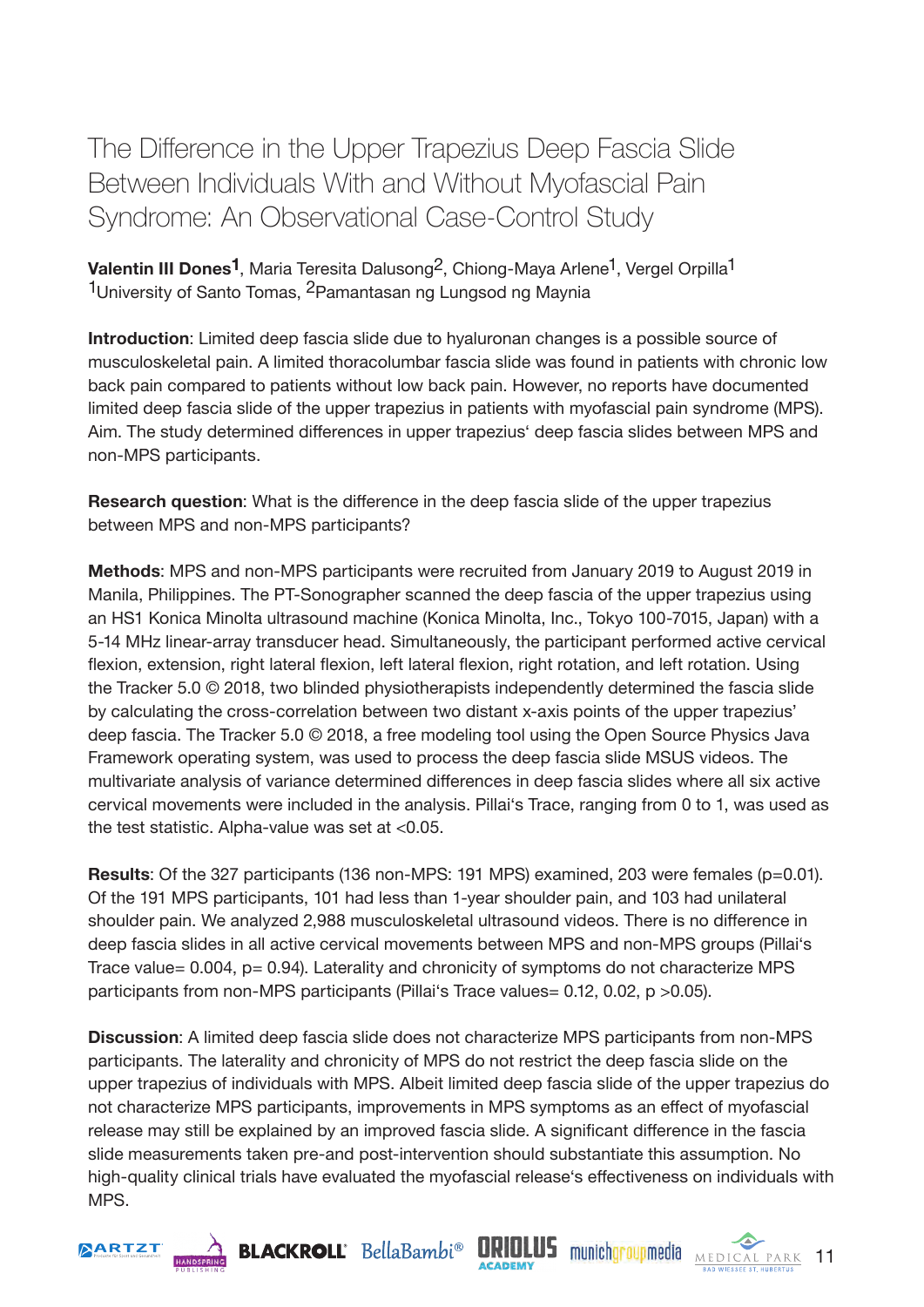# The Difference in the Upper Trapezius Deep Fascia Slide Between Individuals With and Without Myofascial Pain Syndrome: An Observational Case-Control Study

**Valentin III Dones[1]**, Maria Teresita Dalusong[2], Chiong-Maya Arlene[1], Vergel Orpilla[1]
[1]University of Santo Tomas, [2]Pamantasan ng Lungsod ng Maynia

**Introduction**: Limited deep fascia slide due to hyaluronan changes is a possible source of musculoskeletal pain. A limited thoracolumbar fascia slide was found in patients with chronic low back pain compared to patients without low back pain. However, no reports have documented limited deep fascia slide of the upper trapezius in patients with myofascial pain syndrome (MPS). Aim. The study determined differences in upper trapezius' deep fascia slides between MPS and non-MPS participants.

**Research question**: What is the difference in the deep fascia slide of the upper trapezius between MPS and non-MPS participants?

**Methods**: MPS and non-MPS participants were recruited from January 2019 to August 2019 in Manila, Philippines. The PT-Sonographer scanned the deep fascia of the upper trapezius using an HS1 Konica Minolta ultrasound machine (Konica Minolta, Inc., Tokyo 100-7015, Japan) with a 5-14 MHz linear-array transducer head. Simultaneously, the participant performed active cervical flexion, extension, right lateral flexion, left lateral flexion, right rotation, and left rotation. Using the Tracker 5.0 © 2018, two blinded physiotherapists independently determined the fascia slide by calculating the cross-correlation between two distant x-axis points of the upper trapezius' deep fascia. The Tracker 5.0 © 2018, a free modeling tool using the Open Source Physics Java Framework operating system, was used to process the deep fascia slide MSUS videos. The multivariate analysis of variance determined differences in deep fascia slides where all six active cervical movements were included in the analysis. Pillai's Trace, ranging from 0 to 1, was used as the test statistic. Alpha-value was set at <0.05.

**Results**: Of the 327 participants (136 non-MPS: 191 MPS) examined, 203 were females (p=0.01). Of the 191 MPS participants, 101 had less than 1-year shoulder pain, and 103 had unilateral shoulder pain. We analyzed 2,988 musculoskeletal ultrasound videos. There is no difference in deep fascia slides in all active cervical movements between MPS and non-MPS groups (Pillai's Trace value= 0.004, p= 0.94). Laterality and chronicity of symptoms do not characterize MPS participants from non-MPS participants (Pillai's Trace values= 0.12, 0.02, p >0.05).

**Discussion**: A limited deep fascia slide does not characterize MPS participants from non-MPS participants. The laterality and chronicity of MPS do not restrict the deep fascia slide on the upper trapezius of individuals with MPS. Albeit limited deep fascia slide of the upper trapezius do not characterize MPS participants, improvements in MPS symptoms as an effect of myofascial release may still be explained by an improved fascia slide. A significant difference in the fascia slide measurements taken pre-and post-intervention should substantiate this assumption. No high-quality clinical trials have evaluated the myofascial release's effectiveness on individuals with MPS.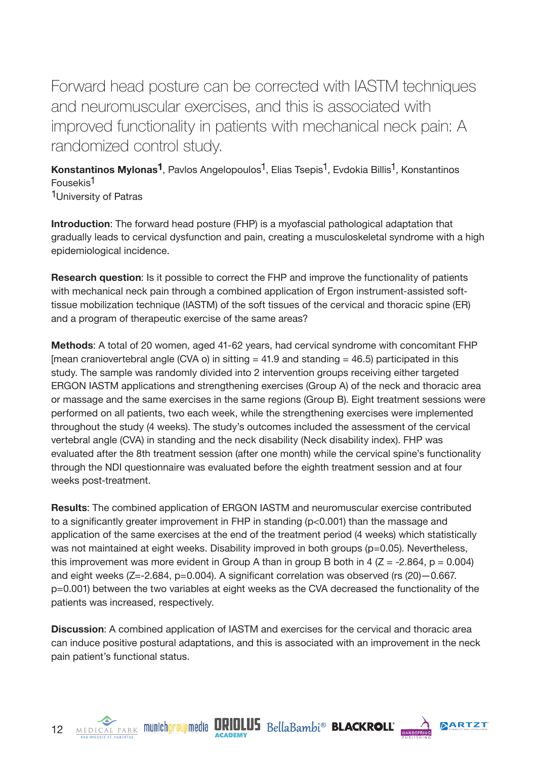# Forward head posture can be corrected with IASTM techniques and neuromuscular exercises, and this is associated with improved functionality in patients with mechanical neck pain: A randomized control study.

**Konstantinos Mylonas**[1], Pavlos Angelopoulos[1], Elias Tsepis[1], Evdokia Billis[1], Konstantinos Fousekis[1]
[1]University of Patras

**Introduction**: The forward head posture (FHP) is a myofascial pathological adaptation that gradually leads to cervical dysfunction and pain, creating a musculoskeletal syndrome with a high epidemiological incidence.

**Research question**: Is it possible to correct the FHP and improve the functionality of patients with mechanical neck pain through a combined application of Ergon instrument-assisted soft-tissue mobilization technique (IASTM) of the soft tissues of the cervical and thoracic spine (ER) and a program of therapeutic exercise of the same areas?

**Methods**: A total of 20 women, aged 41-62 years, had cervical syndrome with concomitant FHP [mean craniovertebral angle (CVA o) in sitting = 41.9 and standing = 46.5) participated in this study. The sample was randomly divided into 2 intervention groups receiving either targeted ERGON IASTM applications and strengthening exercises (Group A) of the neck and thoracic area or massage and the same exercises in the same regions (Group B). Eight treatment sessions were performed on all patients, two each week, while the strengthening exercises were implemented throughout the study (4 weeks). The study's outcomes included the assessment of the cervical vertebral angle (CVA) in standing and the neck disability (Neck disability index). FHP was evaluated after the 8th treatment session (after one month) while the cervical spine's functionality through the NDI questionnaire was evaluated before the eighth treatment session and at four weeks post-treatment.

**Results**: The combined application of ERGON IASTM and neuromuscular exercise contributed to a significantly greater improvement in FHP in standing ($p<0.001$) than the massage and application of the same exercises at the end of the treatment period (4 weeks) which statistically was not maintained at eight weeks. Disability improved in both groups ($p=0.05$). Nevertheless, this improvement was more evident in Group A than in group B both in 4 ($Z = -2.864$, $p = 0.004$) and eight weeks ($Z=-2.684$, $p=0.004$). A significant correlation was observed ($r_s$ (20)—0.667. $p=0.001$) between the two variables at eight weeks as the CVA decreased the functionality of the patients was increased, respectively.

**Discussion**: A combined application of IASTM and exercises for the cervical and thoracic area can induce positive postural adaptations, and this is associated with an improvement in the neck pain patient's functional status.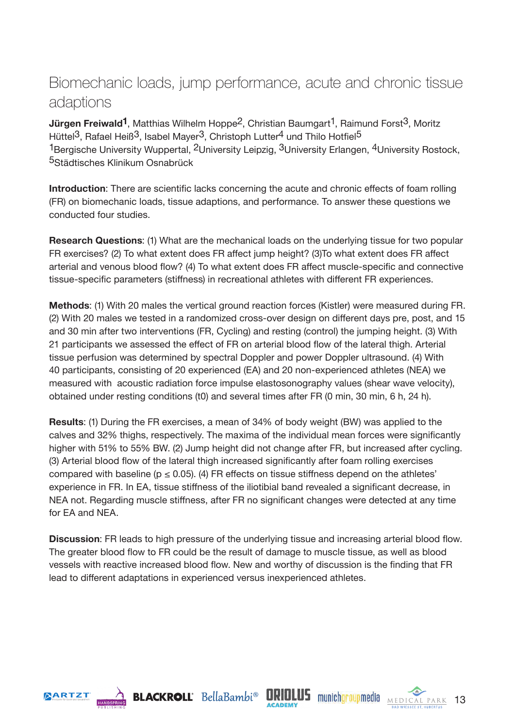# Biomechanic loads, jump performance, acute and chronic tissue adaptions

**Jürgen Freiwald**[1], Matthias Wilhelm Hoppe[2], Christian Baumgart[1], Raimund Forst[3], Moritz Hüttel[3], Rafael Heiß[3], Isabel Mayer[3], Christoph Lutter[4] und Thilo Hotfiel[5]
[1]Bergische University Wuppertal, [2]University Leipzig, [3]University Erlangen, [4]University Rostock, [5]Städtisches Klinikum Osnabrück

**Introduction**: There are scientific lacks concerning the acute and chronic effects of foam rolling (FR) on biomechanic loads, tissue adaptions, and performance. To answer these questions we conducted four studies.

**Research Questions**: (1) What are the mechanical loads on the underlying tissue for two popular FR exercises? (2) To what extent does FR affect jump height? (3)To what extent does FR affect arterial and venous blood flow? (4) To what extent does FR affect muscle-specific and connective tissue-specific parameters (stiffness) in recreational athletes with different FR experiences.

**Methods**: (1) With 20 males the vertical ground reaction forces (Kistler) were measured during FR. (2) With 20 males we tested in a randomized cross-over design on different days pre, post, and 15 and 30 min after two interventions (FR, Cycling) and resting (control) the jumping height. (3) With 21 participants we assessed the effect of FR on arterial blood flow of the lateral thigh. Arterial tissue perfusion was determined by spectral Doppler and power Doppler ultrasound. (4) With 40 participants, consisting of 20 experienced (EA) and 20 non-experienced athletes (NEA) we measured with acoustic radiation force impulse elastosonography values (shear wave velocity), obtained under resting conditions (t0) and several times after FR (0 min, 30 min, 6 h, 24 h).

**Results**: (1) During the FR exercises, a mean of 34% of body weight (BW) was applied to the calves and 32% thighs, respectively. The maxima of the individual mean forces were significantly higher with 51% to 55% BW. (2) Jump height did not change after FR, but increased after cycling. (3) Arterial blood flow of the lateral thigh increased significantly after foam rolling exercises compared with baseline ($p \leq 0.05$). (4) FR effects on tissue stiffness depend on the athletes' experience in FR. In EA, tissue stiffness of the iliotibial band revealed a significant decrease, in NEA not. Regarding muscle stiffness, after FR no significant changes were detected at any time for EA and NEA.

**Discussion**: FR leads to high pressure of the underlying tissue and increasing arterial blood flow. The greater blood flow to FR could be the result of damage to muscle tissue, as well as blood vessels with reactive increased blood flow. New and worthy of discussion is the finding that FR lead to different adaptations in experienced versus inexperienced athletes.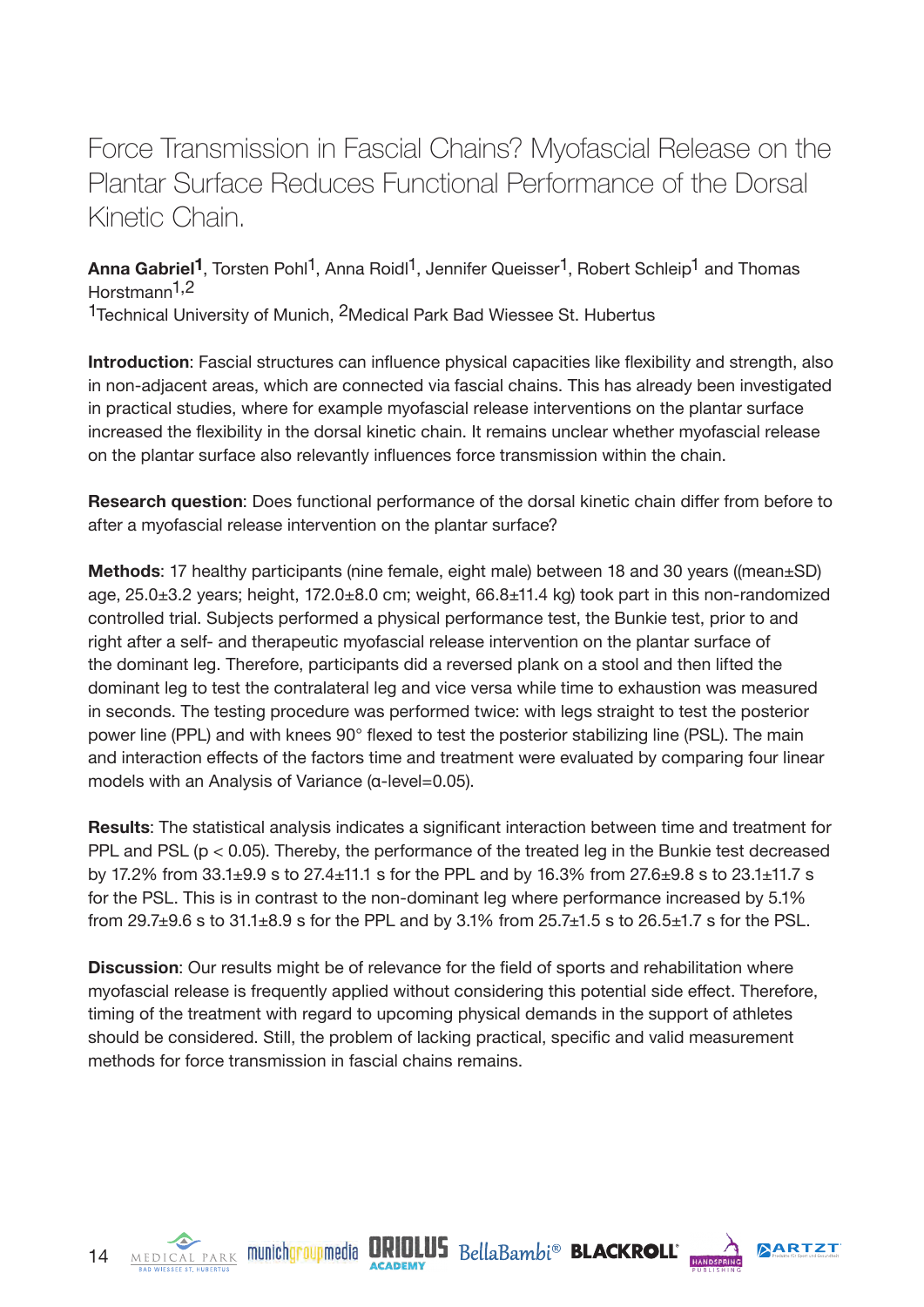# Force Transmission in Fascial Chains? Myofascial Release on the Plantar Surface Reduces Functional Performance of the Dorsal Kinetic Chain.

**Anna Gabriel**[1], Torsten Pohl[1], Anna Roidl[1], Jennifer Queisser[1], Robert Schleip[1] and Thomas Horstmann[1,2]

[1]Technical University of Munich, [2]Medical Park Bad Wiessee St. Hubertus

**Introduction**: Fascial structures can influence physical capacities like flexibility and strength, also in non-adjacent areas, which are connected via fascial chains. This has already been investigated in practical studies, where for example myofascial release interventions on the plantar surface increased the flexibility in the dorsal kinetic chain. It remains unclear whether myofascial release on the plantar surface also relevantly influences force transmission within the chain.

**Research question**: Does functional performance of the dorsal kinetic chain differ from before to after a myofascial release intervention on the plantar surface?

**Methods**: 17 healthy participants (nine female, eight male) between 18 and 30 years ((mean±SD) age, 25.0±3.2 years; height, 172.0±8.0 cm; weight, 66.8±11.4 kg) took part in this non-randomized controlled trial. Subjects performed a physical performance test, the Bunkie test, prior to and right after a self- and therapeutic myofascial release intervention on the plantar surface of the dominant leg. Therefore, participants did a reversed plank on a stool and then lifted the dominant leg to test the contralateral leg and vice versa while time to exhaustion was measured in seconds. The testing procedure was performed twice: with legs straight to test the posterior power line (PPL) and with knees 90° flexed to test the posterior stabilizing line (PSL). The main and interaction effects of the factors time and treatment were evaluated by comparing four linear models with an Analysis of Variance (α-level=0.05).

**Results**: The statistical analysis indicates a significant interaction between time and treatment for PPL and PSL ($p < 0.05$). Thereby, the performance of the treated leg in the Bunkie test decreased by 17.2% from 33.1±9.9 s to 27.4±11.1 s for the PPL and by 16.3% from 27.6±9.8 s to 23.1±11.7 s for the PSL. This is in contrast to the non-dominant leg where performance increased by 5.1% from 29.7±9.6 s to 31.1±8.9 s for the PPL and by 3.1% from 25.7±1.5 s to 26.5±1.7 s for the PSL.

**Discussion**: Our results might be of relevance for the field of sports and rehabilitation where myofascial release is frequently applied without considering this potential side effect. Therefore, timing of the treatment with regard to upcoming physical demands in the support of athletes should be considered. Still, the problem of lacking practical, specific and valid measurement methods for force transmission in fascial chains remains.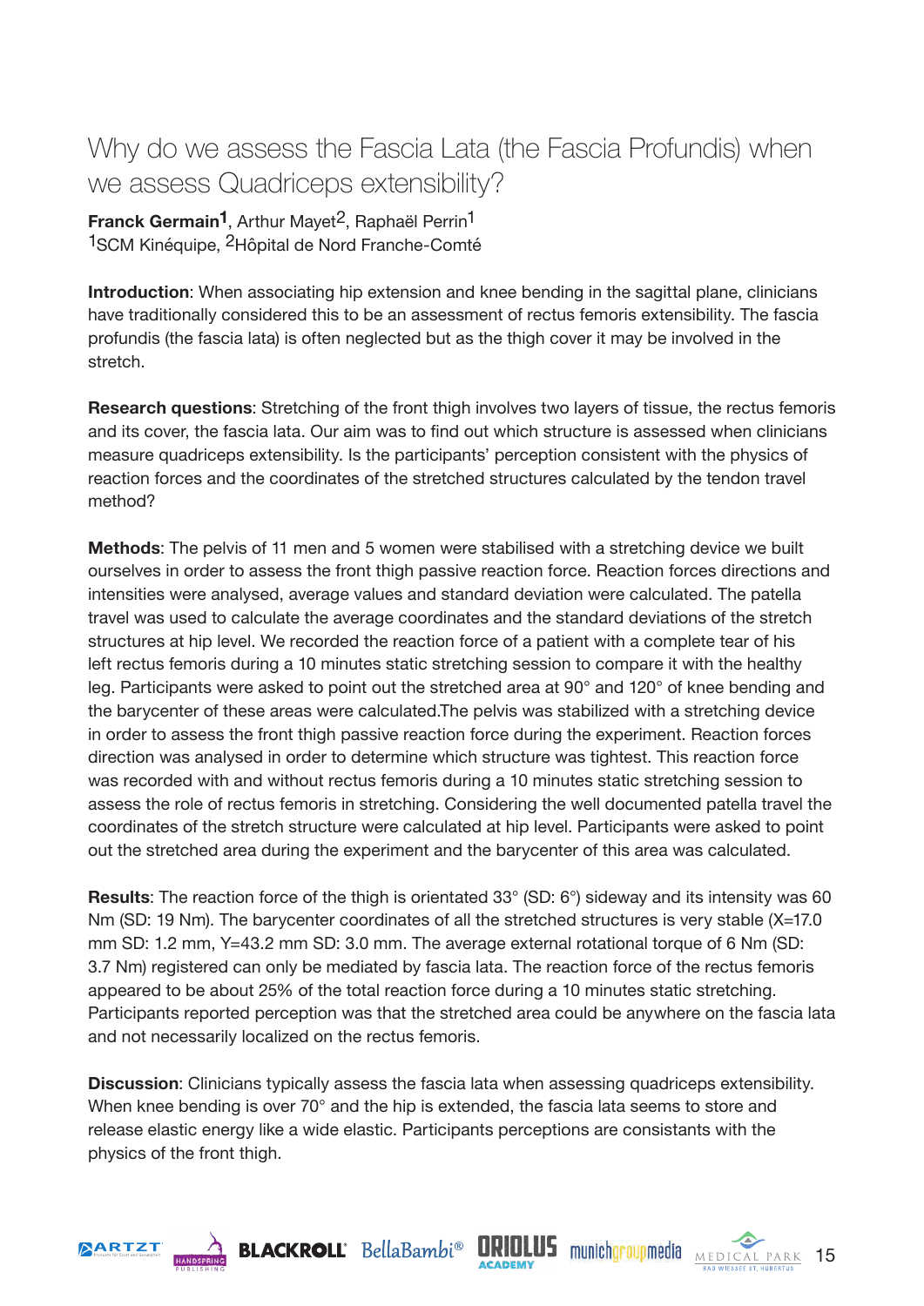# Why do we assess the Fascia Lata (the Fascia Profundis) when we assess Quadriceps extensibility?

**Franck Germain**[1], Arthur Mayet[2], Raphaël Perrin[1]
[1]SCM Kinéquipe, [2]Hôpital de Nord Franche-Comté

**Introduction**: When associating hip extension and knee bending in the sagittal plane, clinicians have traditionally considered this to be an assessment of rectus femoris extensibility. The fascia profundis (the fascia lata) is often neglected but as the thigh cover it may be involved in the stretch.

**Research questions**: Stretching of the front thigh involves two layers of tissue, the rectus femoris and its cover, the fascia lata. Our aim was to find out which structure is assessed when clinicians measure quadriceps extensibility. Is the participants' perception consistent with the physics of reaction forces and the coordinates of the stretched structures calculated by the tendon travel method?

**Methods**: The pelvis of 11 men and 5 women were stabilised with a stretching device we built ourselves in order to assess the front thigh passive reaction force. Reaction forces directions and intensities were analysed, average values and standard deviation were calculated. The patella travel was used to calculate the average coordinates and the standard deviations of the stretch structures at hip level. We recorded the reaction force of a patient with a complete tear of his left rectus femoris during a 10 minutes static stretching session to compare it with the healthy leg. Participants were asked to point out the stretched area at 90° and 120° of knee bending and the barycenter of these areas were calculated.The pelvis was stabilized with a stretching device in order to assess the front thigh passive reaction force during the experiment. Reaction forces direction was analysed in order to determine which structure was tightest. This reaction force was recorded with and without rectus femoris during a 10 minutes static stretching session to assess the role of rectus femoris in stretching. Considering the well documented patella travel the coordinates of the stretch structure were calculated at hip level. Participants were asked to point out the stretched area during the experiment and the barycenter of this area was calculated.

**Results**: The reaction force of the thigh is orientated 33° (SD: 6°) sideway and its intensity was 60 Nm (SD: 19 Nm). The barycenter coordinates of all the stretched structures is very stable (X=17.0 mm SD: 1.2 mm, Y=43.2 mm SD: 3.0 mm. The average external rotational torque of 6 Nm (SD: 3.7 Nm) registered can only be mediated by fascia lata. The reaction force of the rectus femoris appeared to be about 25% of the total reaction force during a 10 minutes static stretching. Participants reported perception was that the stretched area could be anywhere on the fascia lata and not necessarily localized on the rectus femoris.

**Discussion**: Clinicians typically assess the fascia lata when assessing quadriceps extensibility. When knee bending is over 70° and the hip is extended, the fascia lata seems to store and release elastic energy like a wide elastic. Participants perceptions are consistants with the physics of the front thigh.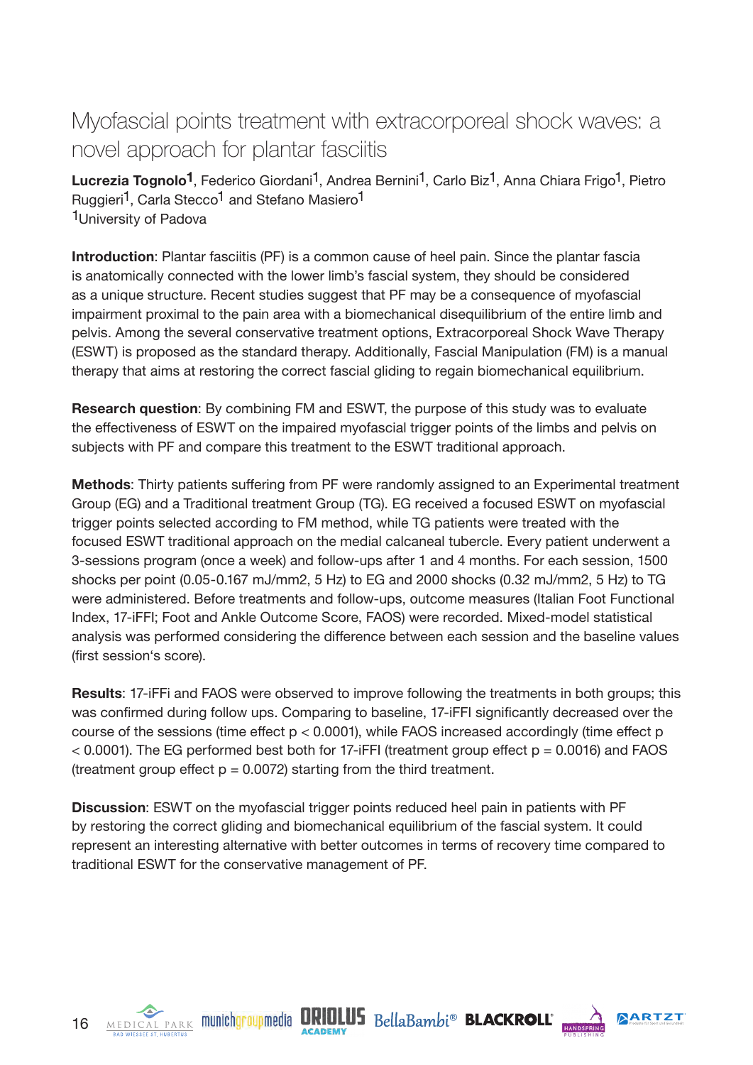# Myofascial points treatment with extracorporeal shock waves: a novel approach for plantar fasciitis

**Lucrezia Tognolo**[1], Federico Giordani[1], Andrea Bernini[1], Carlo Biz[1], Anna Chiara Frigo[1], Pietro Ruggieri[1], Carla Stecco[1] and Stefano Masiero[1]
[1]University of Padova

**Introduction**: Plantar fasciitis (PF) is a common cause of heel pain. Since the plantar fascia is anatomically connected with the lower limb's fascial system, they should be considered as a unique structure. Recent studies suggest that PF may be a consequence of myofascial impairment proximal to the pain area with a biomechanical disequilibrium of the entire limb and pelvis. Among the several conservative treatment options, Extracorporeal Shock Wave Therapy (ESWT) is proposed as the standard therapy. Additionally, Fascial Manipulation (FM) is a manual therapy that aims at restoring the correct fascial gliding to regain biomechanical equilibrium.

**Research question**: By combining FM and ESWT, the purpose of this study was to evaluate the effectiveness of ESWT on the impaired myofascial trigger points of the limbs and pelvis on subjects with PF and compare this treatment to the ESWT traditional approach.

**Methods**: Thirty patients suffering from PF were randomly assigned to an Experimental treatment Group (EG) and a Traditional treatment Group (TG). EG received a focused ESWT on myofascial trigger points selected according to FM method, while TG patients were treated with the focused ESWT traditional approach on the medial calcaneal tubercle. Every patient underwent a 3-sessions program (once a week) and follow-ups after 1 and 4 months. For each session, 1500 shocks per point (0.05-0.167 mJ/mm2, 5 Hz) to EG and 2000 shocks (0.32 mJ/mm2, 5 Hz) to TG were administered. Before treatments and follow-ups, outcome measures (Italian Foot Functional Index, 17-iFFI; Foot and Ankle Outcome Score, FAOS) were recorded. Mixed-model statistical analysis was performed considering the difference between each session and the baseline values (first session's score).

**Results**: 17-iFFi and FAOS were observed to improve following the treatments in both groups; this was confirmed during follow ups. Comparing to baseline, 17-iFFI significantly decreased over the course of the sessions (time effect $p < 0.0001$), while FAOS increased accordingly (time effect $p < 0.0001$). The EG performed best both for 17-iFFI (treatment group effect $p = 0.0016$) and FAOS (treatment group effect $p = 0.0072$) starting from the third treatment.

**Discussion**: ESWT on the myofascial trigger points reduced heel pain in patients with PF by restoring the correct gliding and biomechanical equilibrium of the fascial system. It could represent an interesting alternative with better outcomes in terms of recovery time compared to traditional ESWT for the conservative management of PF.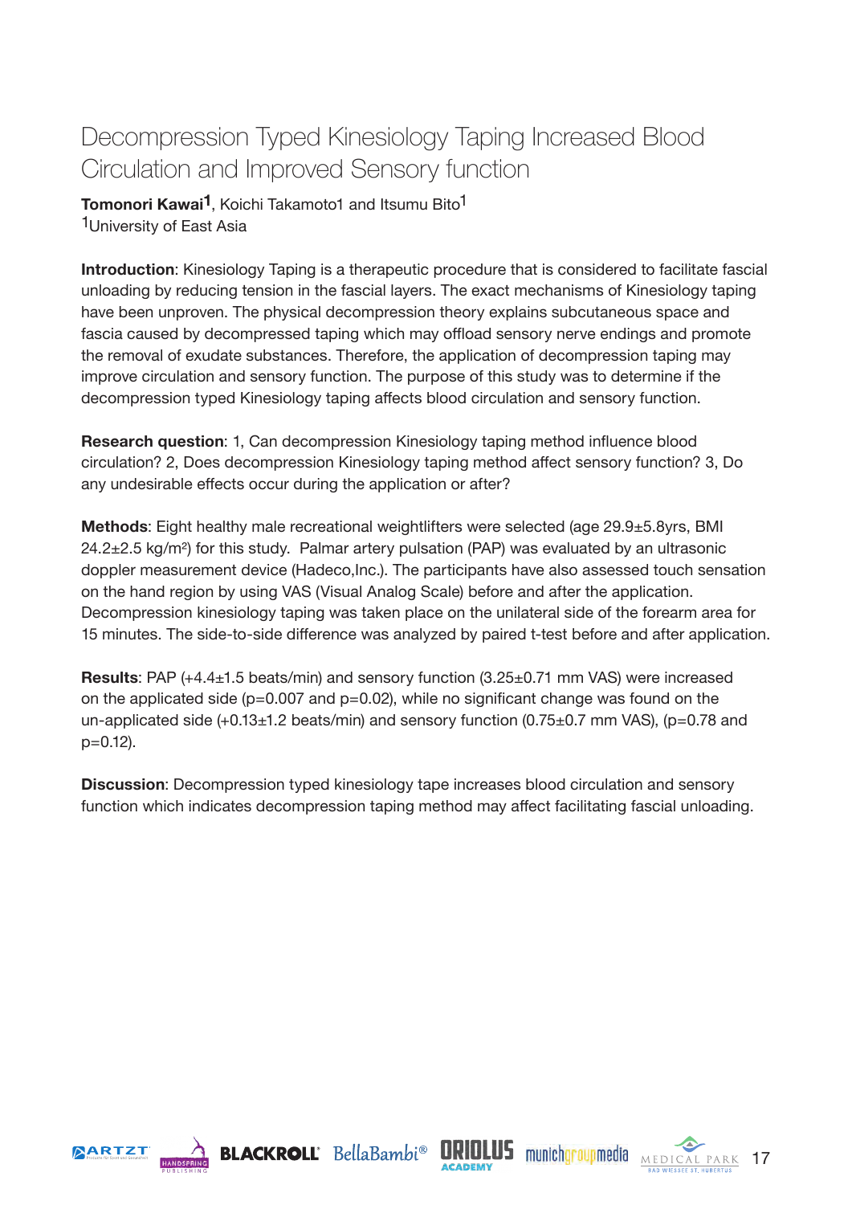# Decompression Typed Kinesiology Taping Increased Blood Circulation and Improved Sensory function

**Tomonori Kawai**[1], Koichi Takamoto1 and Itsumu Bito[1]

[1]University of East Asia

**Introduction**: Kinesiology Taping is a therapeutic procedure that is considered to facilitate fascial unloading by reducing tension in the fascial layers. The exact mechanisms of Kinesiology taping have been unproven. The physical decompression theory explains subcutaneous space and fascia caused by decompressed taping which may offload sensory nerve endings and promote the removal of exudate substances. Therefore, the application of decompression taping may improve circulation and sensory function. The purpose of this study was to determine if the decompression typed Kinesiology taping affects blood circulation and sensory function.

**Research question**: 1, Can decompression Kinesiology taping method influence blood circulation? 2, Does decompression Kinesiology taping method affect sensory function? 3, Do any undesirable effects occur during the application or after?

**Methods**: Eight healthy male recreational weightlifters were selected (age 29.9±5.8yrs, BMI 24.2±2.5 kg/m²) for this study. Palmar artery pulsation (PAP) was evaluated by an ultrasonic doppler measurement device (Hadeco,Inc.). The participants have also assessed touch sensation on the hand region by using VAS (Visual Analog Scale) before and after the application. Decompression kinesiology taping was taken place on the unilateral side of the forearm area for 15 minutes. The side-to-side difference was analyzed by paired t-test before and after application.

**Results**: PAP (+4.4±1.5 beats/min) and sensory function (3.25±0.71 mm VAS) were increased on the applicated side (p=0.007 and p=0.02), while no significant change was found on the un-applicated side (+0.13±1.2 beats/min) and sensory function (0.75±0.7 mm VAS), (p=0.78 and p=0.12).

**Discussion**: Decompression typed kinesiology tape increases blood circulation and sensory function which indicates decompression taping method may affect facilitating fascial unloading.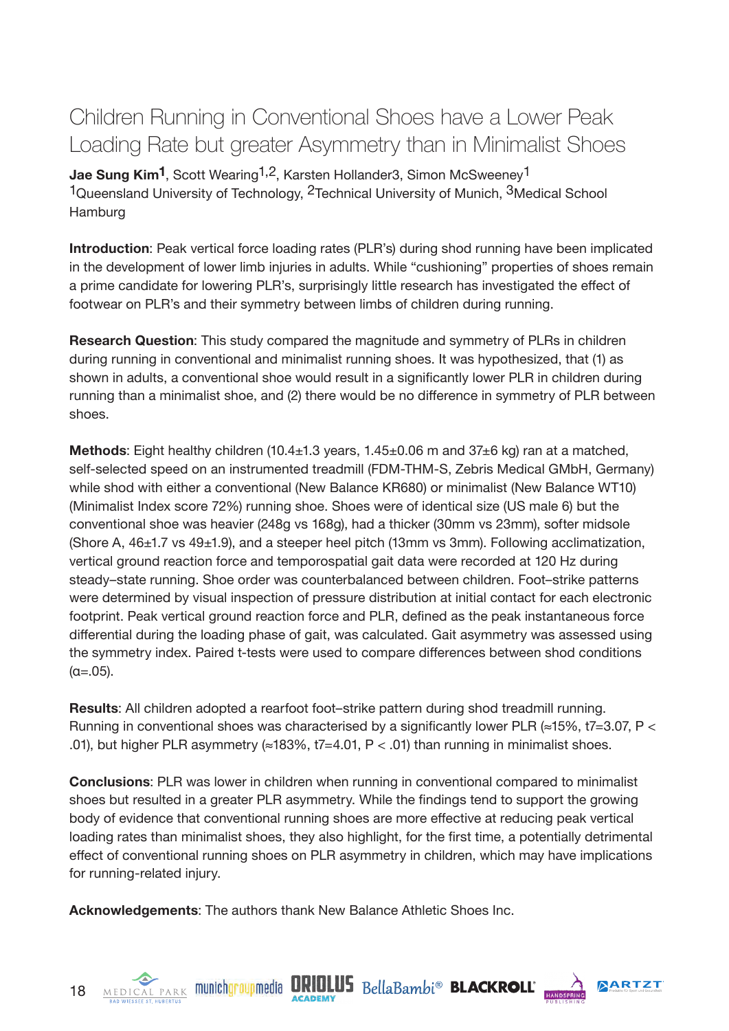# Children Running in Conventional Shoes have a Lower Peak Loading Rate but greater Asymmetry than in Minimalist Shoes

**Jae Sung Kim[1]**, Scott Wearing[1,2], Karsten Hollander3, Simon McSweeney[1]
[1]Queensland University of Technology, [2]Technical University of Munich, [3]Medical School Hamburg

**Introduction**: Peak vertical force loading rates (PLR's) during shod running have been implicated in the development of lower limb injuries in adults. While "cushioning" properties of shoes remain a prime candidate for lowering PLR's, surprisingly little research has investigated the effect of footwear on PLR's and their symmetry between limbs of children during running.

**Research Question**: This study compared the magnitude and symmetry of PLRs in children during running in conventional and minimalist running shoes. It was hypothesized, that (1) as shown in adults, a conventional shoe would result in a significantly lower PLR in children during running than a minimalist shoe, and (2) there would be no difference in symmetry of PLR between shoes.

**Methods**: Eight healthy children (10.4±1.3 years, 1.45±0.06 m and 37±6 kg) ran at a matched, self-selected speed on an instrumented treadmill (FDM-THM-S, Zebris Medical GMbH, Germany) while shod with either a conventional (New Balance KR680) or minimalist (New Balance WT10) (Minimalist Index score 72%) running shoe. Shoes were of identical size (US male 6) but the conventional shoe was heavier (248g vs 168g), had a thicker (30mm vs 23mm), softer midsole (Shore A, 46±1.7 vs 49±1.9), and a steeper heel pitch (13mm vs 3mm). Following acclimatization, vertical ground reaction force and temporospatial gait data were recorded at 120 Hz during steady–state running. Shoe order was counterbalanced between children. Foot–strike patterns were determined by visual inspection of pressure distribution at initial contact for each electronic footprint. Peak vertical ground reaction force and PLR, defined as the peak instantaneous force differential during the loading phase of gait, was calculated. Gait asymmetry was assessed using the symmetry index. Paired t-tests were used to compare differences between shod conditions ($\alpha$=.05).

**Results**: All children adopted a rearfoot foot–strike pattern during shod treadmill running. Running in conventional shoes was characterised by a significantly lower PLR (≈15%, $t_7$=3.07, $P < .01$), but higher PLR asymmetry (≈183%, $t_7$=4.01, $P < .01$) than running in minimalist shoes.

**Conclusions**: PLR was lower in children when running in conventional compared to minimalist shoes but resulted in a greater PLR asymmetry. While the findings tend to support the growing body of evidence that conventional running shoes are more effective at reducing peak vertical loading rates than minimalist shoes, they also highlight, for the first time, a potentially detrimental effect of conventional running shoes on PLR asymmetry in children, which may have implications for running-related injury.

**Acknowledgements**: The authors thank New Balance Athletic Shoes Inc.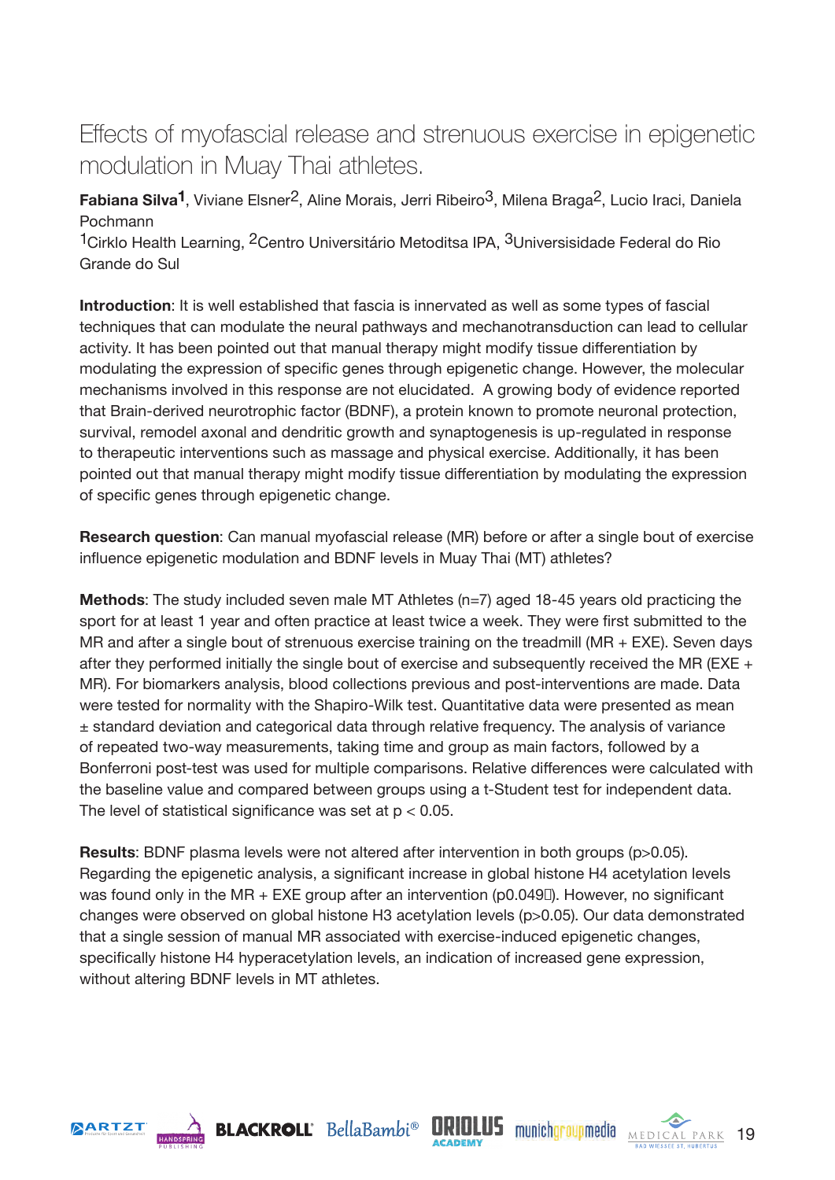# Effects of myofascial release and strenuous exercise in epigenetic modulation in Muay Thai athletes.

**Fabiana Silva**[1], Viviane Elsner[2], Aline Morais, Jerri Ribeiro[3], Milena Braga[2], Lucio Iraci, Daniela Pochmann

[1]Cirklo Health Learning, [2]Centro Universitário Metoditsa IPA, [3]Universisidade Federal do Rio Grande do Sul

**Introduction**: It is well established that fascia is innervated as well as some types of fascial techniques that can modulate the neural pathways and mechanotransduction can lead to cellular activity. It has been pointed out that manual therapy might modify tissue differentiation by modulating the expression of specific genes through epigenetic change. However, the molecular mechanisms involved in this response are not elucidated. A growing body of evidence reported that Brain-derived neurotrophic factor (BDNF), a protein known to promote neuronal protection, survival, remodel axonal and dendritic growth and synaptogenesis is up-regulated in response to therapeutic interventions such as massage and physical exercise. Additionally, it has been pointed out that manual therapy might modify tissue differentiation by modulating the expression of specific genes through epigenetic change.

**Research question**: Can manual myofascial release (MR) before or after a single bout of exercise influence epigenetic modulation and BDNF levels in Muay Thai (MT) athletes?

**Methods**: The study included seven male MT Athletes (n=7) aged 18-45 years old practicing the sport for at least 1 year and often practice at least twice a week. They were first submitted to the MR and after a single bout of strenuous exercise training on the treadmill (MR + EXE). Seven days after they performed initially the single bout of exercise and subsequently received the MR (EXE + MR). For biomarkers analysis, blood collections previous and post-interventions are made. Data were tested for normality with the Shapiro-Wilk test. Quantitative data were presented as mean ± standard deviation and categorical data through relative frequency. The analysis of variance of repeated two-way measurements, taking time and group as main factors, followed by a Bonferroni post-test was used for multiple comparisons. Relative differences were calculated with the baseline value and compared between groups using a t-Student test for independent data. The level of statistical significance was set at $p < 0.05$.

**Results**: BDNF plasma levels were not altered after intervention in both groups ($p>0.05$). Regarding the epigenetic analysis, a significant increase in global histone H4 acetylation levels was found only in the MR + EXE group after an intervention (p0.049). However, no significant changes were observed on global histone H3 acetylation levels ($p>0.05$). Our data demonstrated that a single session of manual MR associated with exercise-induced epigenetic changes, specifically histone H4 hyperacetylation levels, an indication of increased gene expression, without altering BDNF levels in MT athletes.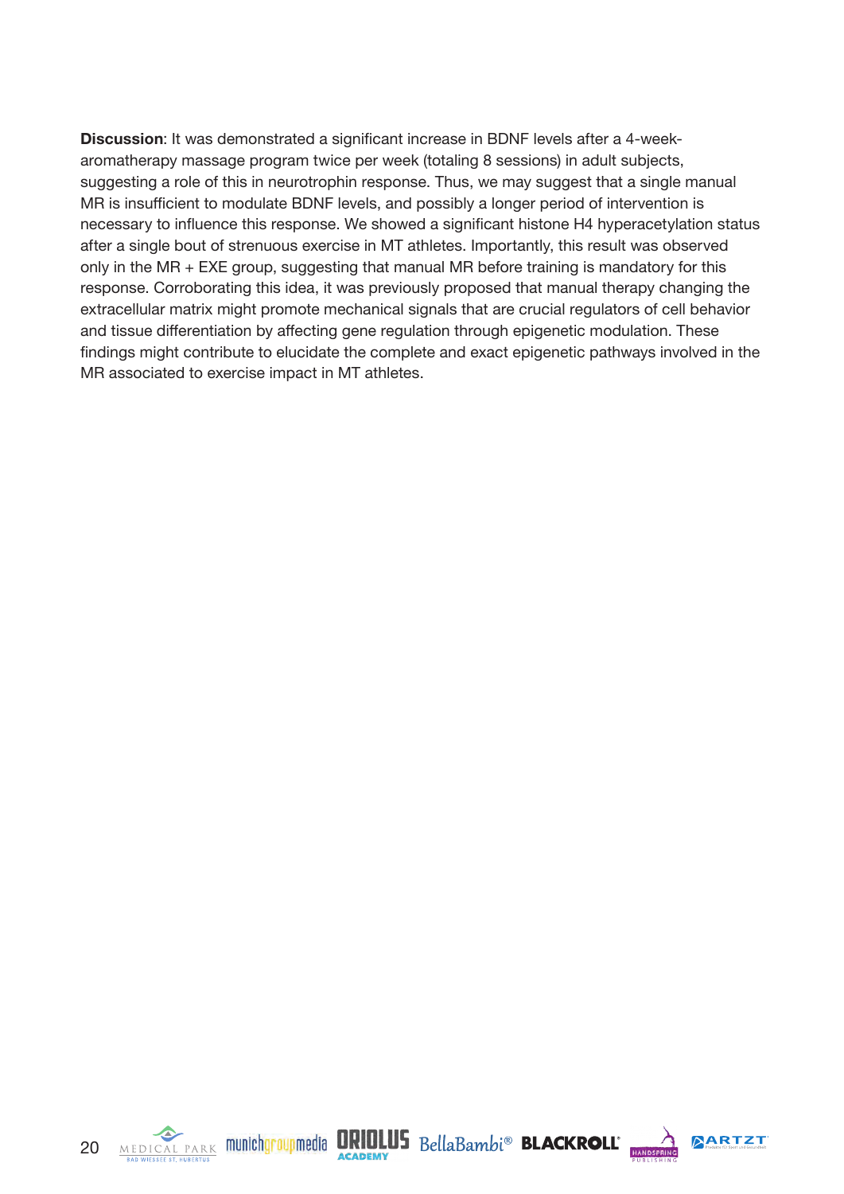**Discussion**: It was demonstrated a significant increase in BDNF levels after a 4-week-aromatherapy massage program twice per week (totaling 8 sessions) in adult subjects, suggesting a role of this in neurotrophin response. Thus, we may suggest that a single manual MR is insufficient to modulate BDNF levels, and possibly a longer period of intervention is necessary to influence this response. We showed a significant histone H4 hyperacetylation status after a single bout of strenuous exercise in MT athletes. Importantly, this result was observed only in the MR + EXE group, suggesting that manual MR before training is mandatory for this response. Corroborating this idea, it was previously proposed that manual therapy changing the extracellular matrix might promote mechanical signals that are crucial regulators of cell behavior and tissue differentiation by affecting gene regulation through epigenetic modulation. These findings might contribute to elucidate the complete and exact epigenetic pathways involved in the MR associated to exercise impact in MT athletes.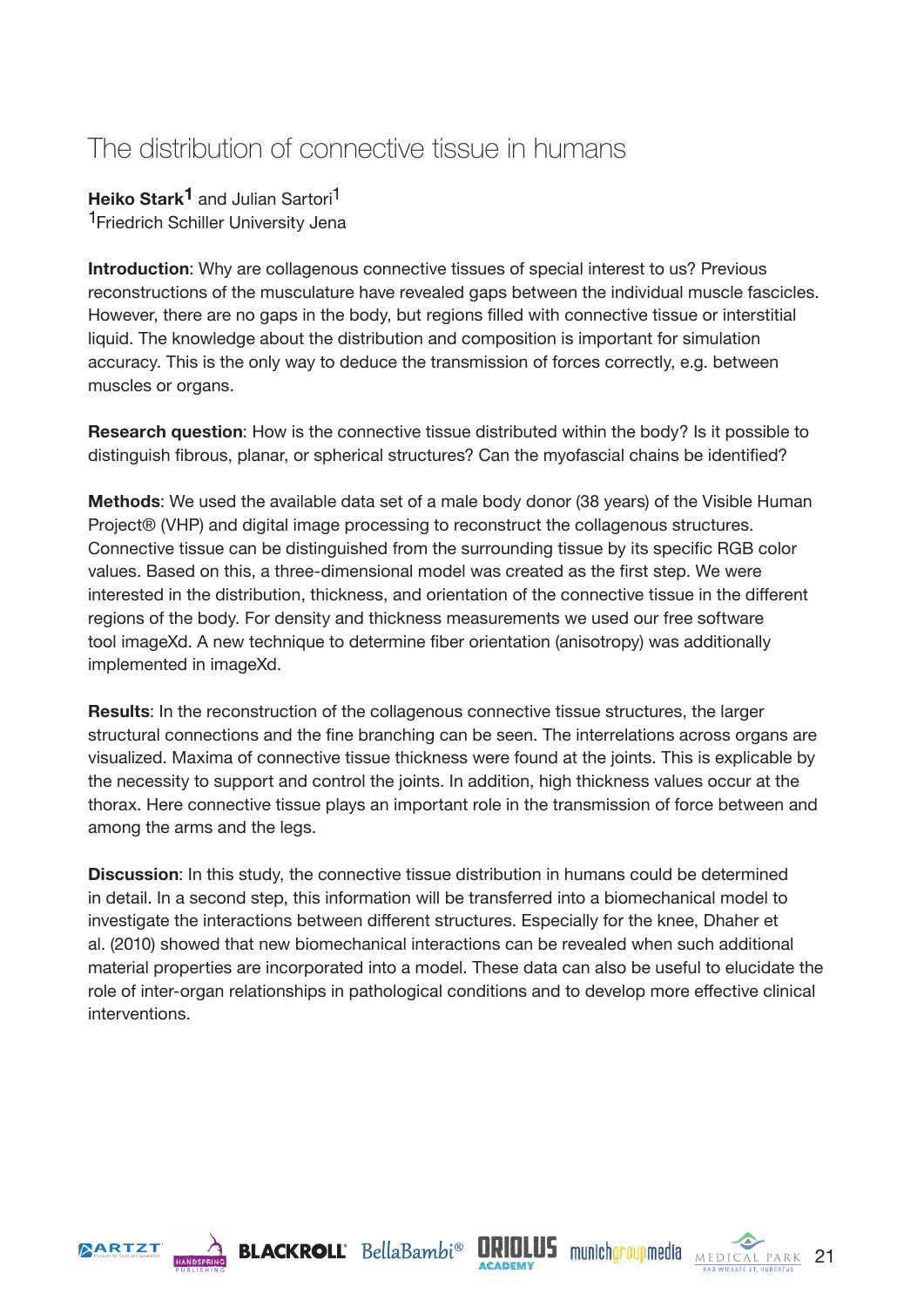# The distribution of connective tissue in humans

**Heiko Stark**[1] and Julian Sartori[1]
[1]Friedrich Schiller University Jena

**Introduction**: Why are collagenous connective tissues of special interest to us? Previous reconstructions of the musculature have revealed gaps between the individual muscle fascicles. However, there are no gaps in the body, but regions filled with connective tissue or interstitial liquid. The knowledge about the distribution and composition is important for simulation accuracy. This is the only way to deduce the transmission of forces correctly, e.g. between muscles or organs.

**Research question**: How is the connective tissue distributed within the body? Is it possible to distinguish fibrous, planar, or spherical structures? Can the myofascial chains be identified?

**Methods**: We used the available data set of a male body donor (38 years) of the Visible Human Project® (VHP) and digital image processing to reconstruct the collagenous structures. Connective tissue can be distinguished from the surrounding tissue by its specific RGB color values. Based on this, a three-dimensional model was created as the first step. We were interested in the distribution, thickness, and orientation of the connective tissue in the different regions of the body. For density and thickness measurements we used our free software tool imageXd. A new technique to determine fiber orientation (anisotropy) was additionally implemented in imageXd.

**Results**: In the reconstruction of the collagenous connective tissue structures, the larger structural connections and the fine branching can be seen. The interrelations across organs are visualized. Maxima of connective tissue thickness were found at the joints. This is explicable by the necessity to support and control the joints. In addition, high thickness values occur at the thorax. Here connective tissue plays an important role in the transmission of force between and among the arms and the legs.

**Discussion**: In this study, the connective tissue distribution in humans could be determined in detail. In a second step, this information will be transferred into a biomechanical model to investigate the interactions between different structures. Especially for the knee, Dhaher et al. (2010) showed that new biomechanical interactions can be revealed when such additional material properties are incorporated into a model. These data can also be useful to elucidate the role of inter-organ relationships in pathological conditions and to develop more effective clinical interventions.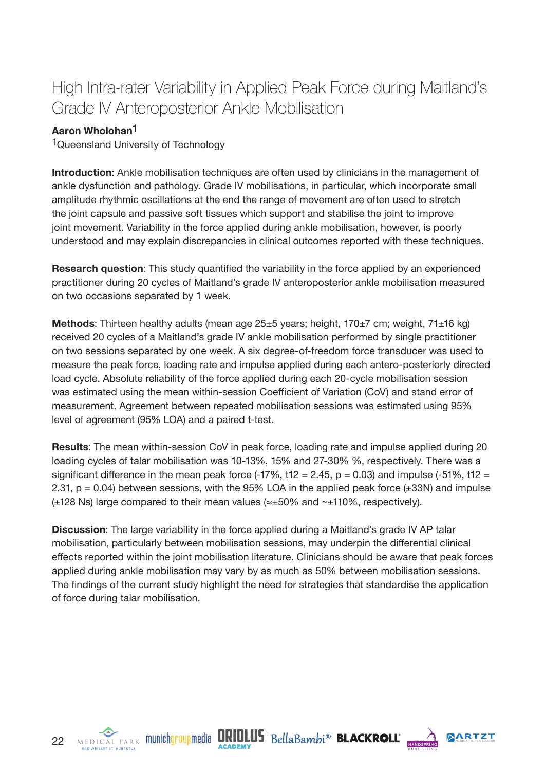# High Intra-rater Variability in Applied Peak Force during Maitland's Grade IV Anteroposterior Ankle Mobilisation

**Aaron Wholohan**[1]

[1]Queensland University of Technology

**Introduction**: Ankle mobilisation techniques are often used by clinicians in the management of ankle dysfunction and pathology. Grade IV mobilisations, in particular, which incorporate small amplitude rhythmic oscillations at the end the range of movement are often used to stretch the joint capsule and passive soft tissues which support and stabilise the joint to improve joint movement. Variability in the force applied during ankle mobilisation, however, is poorly understood and may explain discrepancies in clinical outcomes reported with these techniques.

**Research question**: This study quantified the variability in the force applied by an experienced practitioner during 20 cycles of Maitland's grade IV anteroposterior ankle mobilisation measured on two occasions separated by 1 week.

**Methods**: Thirteen healthy adults (mean age 25±5 years; height, 170±7 cm; weight, 71±16 kg) received 20 cycles of a Maitland's grade IV ankle mobilisation performed by single practitioner on two sessions separated by one week. A six degree-of-freedom force transducer was used to measure the peak force, loading rate and impulse applied during each antero-posteriorly directed load cycle. Absolute reliability of the force applied during each 20-cycle mobilisation session was estimated using the mean within-session Coefficient of Variation (CoV) and stand error of measurement. Agreement between repeated mobilisation sessions was estimated using 95% level of agreement (95% LOA) and a paired t-test.

**Results**: The mean within-session CoV in peak force, loading rate and impulse applied during 20 loading cycles of talar mobilisation was 10-13%, 15% and 27-30% %, respectively. There was a significant difference in the mean peak force (-17%, $t_{12} = 2.45$, $p = 0.03$) and impulse (-51%, $t_{12} = 2.31$, $p = 0.04$) between sessions, with the 95% LOA in the applied peak force (±33N) and impulse (±128 Ns) large compared to their mean values (≈±50% and ~±110%, respectively).

**Discussion**: The large variability in the force applied during a Maitland's grade IV AP talar mobilisation, particularly between mobilisation sessions, may underpin the differential clinical effects reported within the joint mobilisation literature. Clinicians should be aware that peak forces applied during ankle mobilisation may vary by as much as 50% between mobilisation sessions. The findings of the current study highlight the need for strategies that standardise the application of force during talar mobilisation.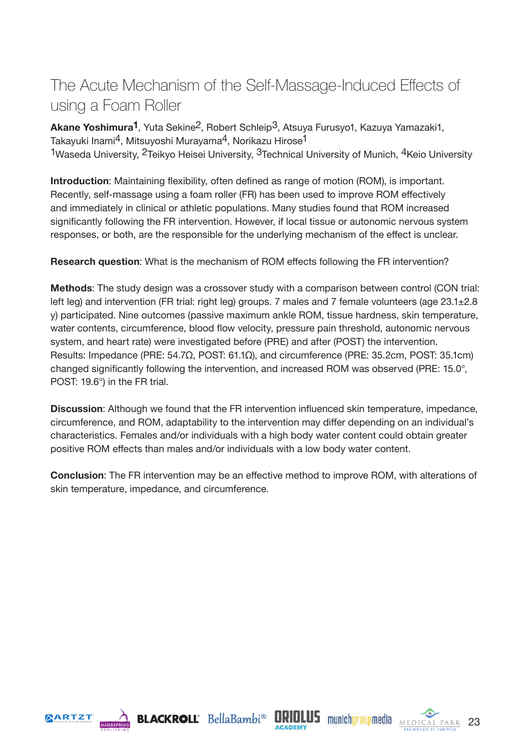# The Acute Mechanism of the Self-Massage-Induced Effects of using a Foam Roller

**Akane Yoshimura**[1], Yuta Sekine[2], Robert Schleip[3], Atsuya Furusyo1, Kazuya Yamazaki1, Takayuki Inami[4], Mitsuyoshi Murayama[4], Norikazu Hirose[1]

[1]Waseda University, [2]Teikyo Heisei University, [3]Technical University of Munich, [4]Keio University

**Introduction**: Maintaining flexibility, often defined as range of motion (ROM), is important. Recently, self-massage using a foam roller (FR) has been used to improve ROM effectively and immediately in clinical or athletic populations. Many studies found that ROM increased significantly following the FR intervention. However, if local tissue or autonomic nervous system responses, or both, are the responsible for the underlying mechanism of the effect is unclear.

**Research question**: What is the mechanism of ROM effects following the FR intervention?

**Methods**: The study design was a crossover study with a comparison between control (CON trial: left leg) and intervention (FR trial: right leg) groups. 7 males and 7 female volunteers (age 23.1±2.8 y) participated. Nine outcomes (passive maximum ankle ROM, tissue hardness, skin temperature, water contents, circumference, blood flow velocity, pressure pain threshold, autonomic nervous system, and heart rate) were investigated before (PRE) and after (POST) the intervention. Results: Impedance (PRE: 54.7Ω, POST: 61.1Ω), and circumference (PRE: 35.2cm, POST: 35.1cm) changed significantly following the intervention, and increased ROM was observed (PRE: 15.0°, POST: 19.6°) in the FR trial.

**Discussion**: Although we found that the FR intervention influenced skin temperature, impedance, circumference, and ROM, adaptability to the intervention may differ depending on an individual's characteristics. Females and/or individuals with a high body water content could obtain greater positive ROM effects than males and/or individuals with a low body water content.

**Conclusion**: The FR intervention may be an effective method to improve ROM, with alterations of skin temperature, impedance, and circumference.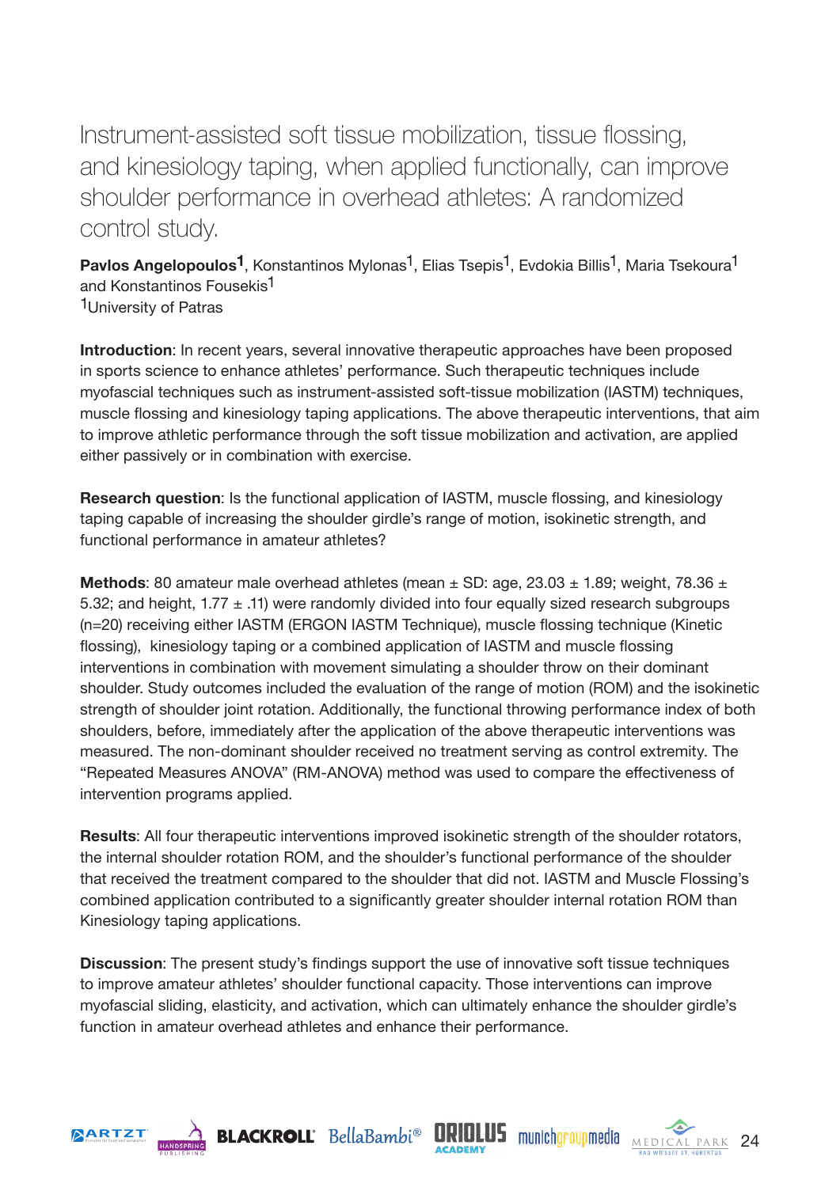# Instrument-assisted soft tissue mobilization, tissue flossing, and kinesiology taping, when applied functionally, can improve shoulder performance in overhead athletes: A randomized control study.

**Pavlos Angelopoulos[1]**, Konstantinos Mylonas[1], Elias Tsepis[1], Evdokia Billis[1], Maria Tsekoura[1] and Konstantinos Fousekis[1]
[1]University of Patras

**Introduction**: In recent years, several innovative therapeutic approaches have been proposed in sports science to enhance athletes' performance. Such therapeutic techniques include myofascial techniques such as instrument-assisted soft-tissue mobilization (IASTM) techniques, muscle flossing and kinesiology taping applications. The above therapeutic interventions, that aim to improve athletic performance through the soft tissue mobilization and activation, are applied either passively or in combination with exercise.

**Research question**: Is the functional application of IASTM, muscle flossing, and kinesiology taping capable of increasing the shoulder girdle's range of motion, isokinetic strength, and functional performance in amateur athletes?

**Methods**: 80 amateur male overhead athletes (mean ± SD: age, 23.03 ± 1.89; weight, 78.36 ± 5.32; and height, 1.77 ± .11) were randomly divided into four equally sized research subgroups (n=20) receiving either IASTM (ERGON IASTM Technique), muscle flossing technique (Kinetic flossing), kinesiology taping or a combined application of IASTM and muscle flossing interventions in combination with movement simulating a shoulder throw on their dominant shoulder. Study outcomes included the evaluation of the range of motion (ROM) and the isokinetic strength of shoulder joint rotation. Additionally, the functional throwing performance index of both shoulders, before, immediately after the application of the above therapeutic interventions was measured. The non-dominant shoulder received no treatment serving as control extremity. The "Repeated Measures ANOVA" (RM-ANOVA) method was used to compare the effectiveness of intervention programs applied.

**Results**: All four therapeutic interventions improved isokinetic strength of the shoulder rotators, the internal shoulder rotation ROM, and the shoulder's functional performance of the shoulder that received the treatment compared to the shoulder that did not. IASTM and Muscle Flossing's combined application contributed to a significantly greater shoulder internal rotation ROM than Kinesiology taping applications.

**Discussion**: The present study's findings support the use of innovative soft tissue techniques to improve amateur athletes' shoulder functional capacity. Those interventions can improve myofascial sliding, elasticity, and activation, which can ultimately enhance the shoulder girdle's function in amateur overhead athletes and enhance their performance.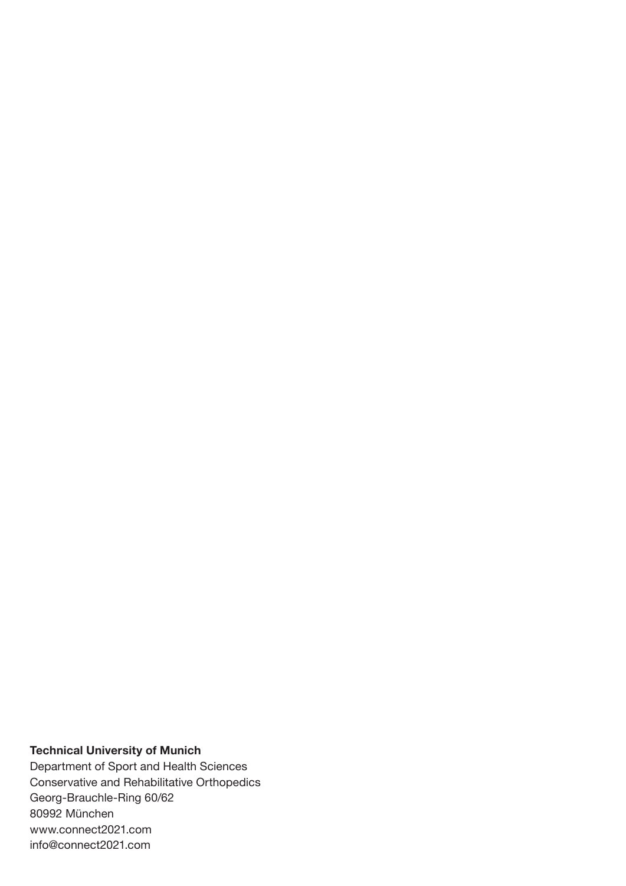**Technical University of Munich**
Department of Sport and Health Sciences
Conservative and Rehabilitative Orthopedics
Georg-Brauchle-Ring 60/62
80992 München
www.connect2021.com
info@connect2021.com